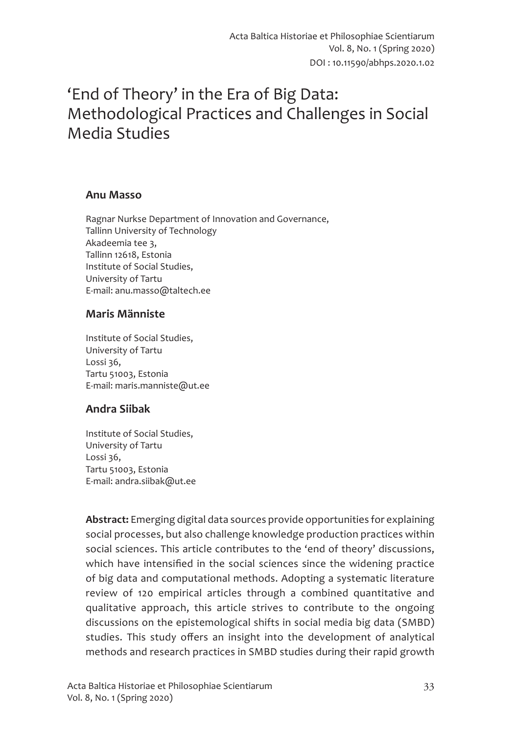# 'End of Theory' in the Era of Big Data: Methodological Practices and Challenges in Social Media Studies

**Anu Masso**

Ragnar Nurkse Department of Innovation and Governance,
Tallinn University of Technology
Akadeemia tee 3,
Tallinn 12618, Estonia
Institute of Social Studies,
University of Tartu
E-mail: anu.masso@taltech.ee

**Maris Männiste**

Institute of Social Studies,
University of Tartu
Lossi 36,
Tartu 51003, Estonia
E-mail: maris.manniste@ut.ee

**Andra Siibak**

Institute of Social Studies,
University of Tartu
Lossi 36,
Tartu 51003, Estonia
E-mail: andra.siibak@ut.ee

**Abstract:** Emerging digital data sources provide opportunities for explaining social processes, but also challenge knowledge production practices within social sciences. This article contributes to the 'end of theory' discussions, which have intensified in the social sciences since the widening practice of big data and computational methods. Adopting a systematic literature review of 120 empirical articles through a combined quantitative and qualitative approach, this article strives to contribute to the ongoing discussions on the epistemological shifts in social media big data (SMBD) studies. This study offers an insight into the development of analytical methods and research practices in SMBD studies during their rapid growth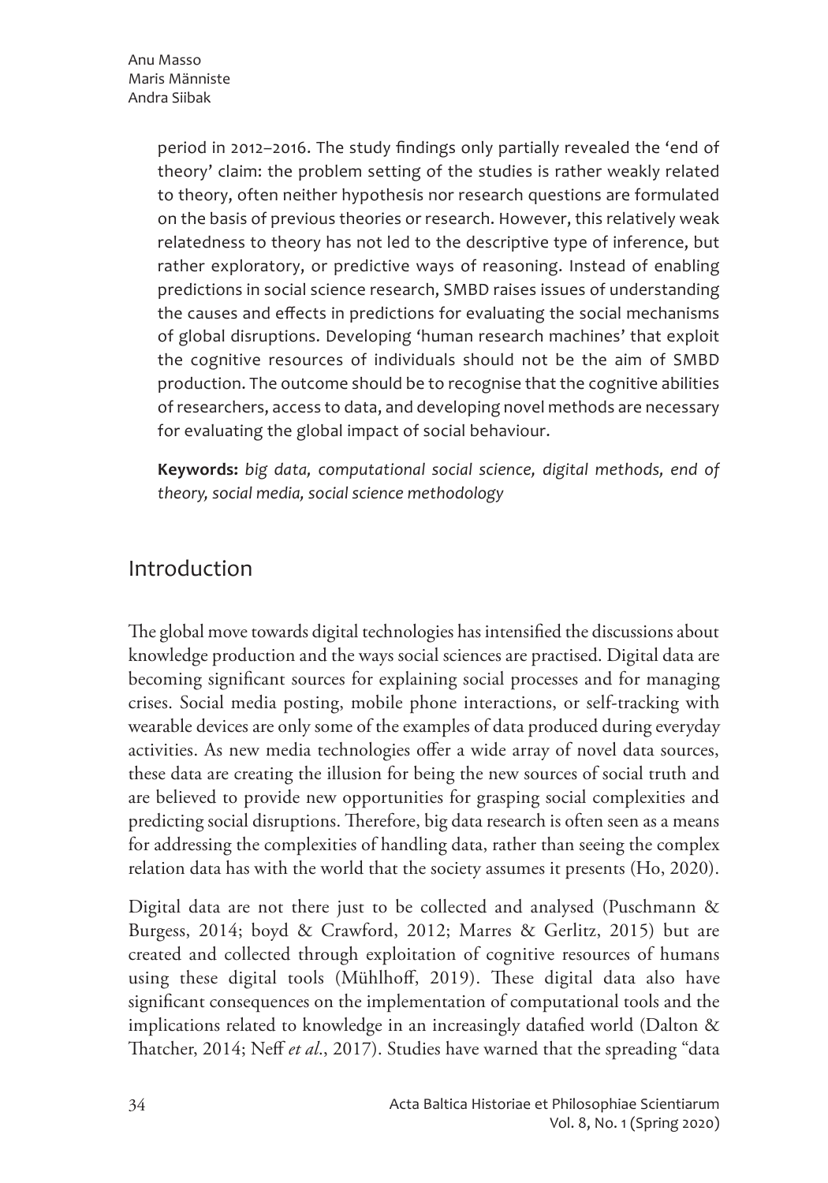period in 2012–2016. The study findings only partially revealed the 'end of theory' claim: the problem setting of the studies is rather weakly related to theory, often neither hypothesis nor research questions are formulated on the basis of previous theories or research. However, this relatively weak relatedness to theory has not led to the descriptive type of inference, but rather exploratory, or predictive ways of reasoning. Instead of enabling predictions in social science research, SMBD raises issues of understanding the causes and effects in predictions for evaluating the social mechanisms of global disruptions. Developing 'human research machines' that exploit the cognitive resources of individuals should not be the aim of SMBD production. The outcome should be to recognise that the cognitive abilities of researchers, access to data, and developing novel methods are necessary for evaluating the global impact of social behaviour.

**Keywords:** *big data, computational social science, digital methods, end of theory, social media, social science methodology*

## Introduction

The global move towards digital technologies has intensified the discussions about knowledge production and the ways social sciences are practised. Digital data are becoming significant sources for explaining social processes and for managing crises. Social media posting, mobile phone interactions, or self-tracking with wearable devices are only some of the examples of data produced during everyday activities. As new media technologies offer a wide array of novel data sources, these data are creating the illusion for being the new sources of social truth and are believed to provide new opportunities for grasping social complexities and predicting social disruptions. Therefore, big data research is often seen as a means for addressing the complexities of handling data, rather than seeing the complex relation data has with the world that the society assumes it presents (Ho, 2020).

Digital data are not there just to be collected and analysed (Puschmann & Burgess, 2014; boyd & Crawford, 2012; Marres & Gerlitz, 2015) but are created and collected through exploitation of cognitive resources of humans using these digital tools (Mühlhoff, 2019). These digital data also have significant consequences on the implementation of computational tools and the implications related to knowledge in an increasingly datafied world (Dalton & Thatcher, 2014; Neff *et al.*, 2017). Studies have warned that the spreading "data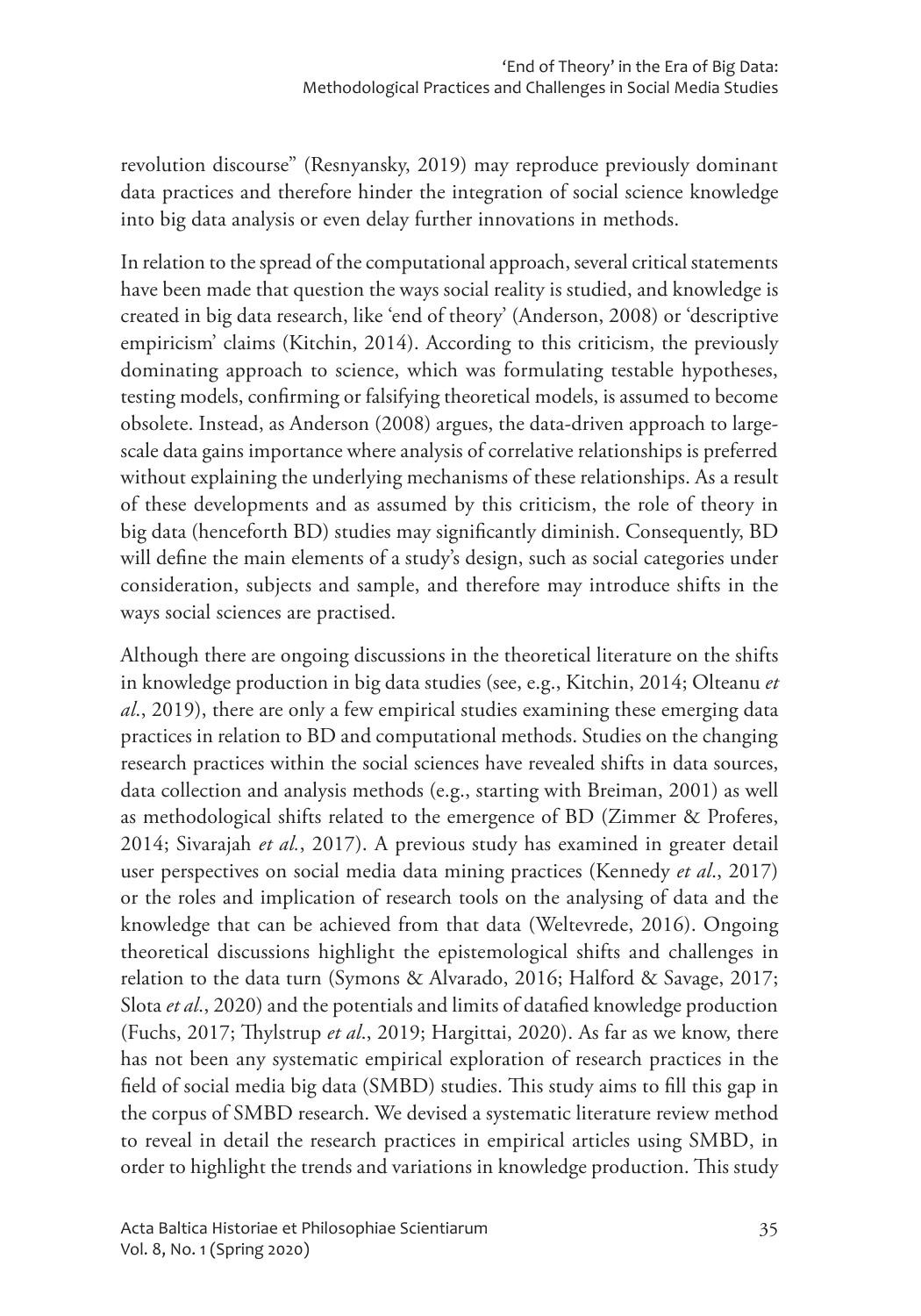revolution discourse" (Resnyansky, 2019) may reproduce previously dominant data practices and therefore hinder the integration of social science knowledge into big data analysis or even delay further innovations in methods.

In relation to the spread of the computational approach, several critical statements have been made that question the ways social reality is studied, and knowledge is created in big data research, like 'end of theory' (Anderson, 2008) or 'descriptive empiricism' claims (Kitchin, 2014). According to this criticism, the previously dominating approach to science, which was formulating testable hypotheses, testing models, confirming or falsifying theoretical models, is assumed to become obsolete. Instead, as Anderson (2008) argues, the data-driven approach to large-scale data gains importance where analysis of correlative relationships is preferred without explaining the underlying mechanisms of these relationships. As a result of these developments and as assumed by this criticism, the role of theory in big data (henceforth BD) studies may significantly diminish. Consequently, BD will define the main elements of a study's design, such as social categories under consideration, subjects and sample, and therefore may introduce shifts in the ways social sciences are practised.

Although there are ongoing discussions in the theoretical literature on the shifts in knowledge production in big data studies (see, e.g., Kitchin, 2014; Olteanu *et al.*, 2019), there are only a few empirical studies examining these emerging data practices in relation to BD and computational methods. Studies on the changing research practices within the social sciences have revealed shifts in data sources, data collection and analysis methods (e.g., starting with Breiman, 2001) as well as methodological shifts related to the emergence of BD (Zimmer & Proferes, 2014; Sivarajah *et al.*, 2017). A previous study has examined in greater detail user perspectives on social media data mining practices (Kennedy *et al.*, 2017) or the roles and implication of research tools on the analysing of data and the knowledge that can be achieved from that data (Weltevrede, 2016). Ongoing theoretical discussions highlight the epistemological shifts and challenges in relation to the data turn (Symons & Alvarado, 2016; Halford & Savage, 2017; Slota *et al.*, 2020) and the potentials and limits of datafied knowledge production (Fuchs, 2017; Thylstrup *et al.*, 2019; Hargittai, 2020). As far as we know, there has not been any systematic empirical exploration of research practices in the field of social media big data (SMBD) studies. This study aims to fill this gap in the corpus of SMBD research. We devised a systematic literature review method to reveal in detail the research practices in empirical articles using SMBD, in order to highlight the trends and variations in knowledge production. This study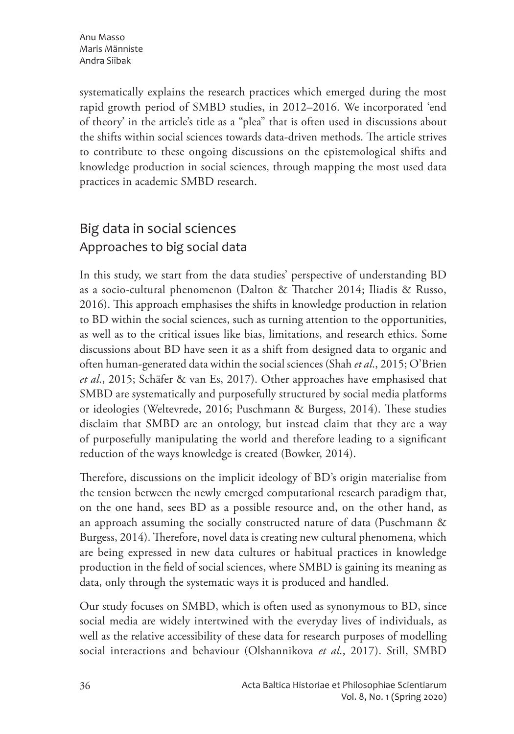systematically explains the research practices which emerged during the most rapid growth period of SMBD studies, in 2012–2016. We incorporated 'end of theory' in the article's title as a "plea" that is often used in discussions about the shifts within social sciences towards data-driven methods. The article strives to contribute to these ongoing discussions on the epistemological shifts and knowledge production in social sciences, through mapping the most used data practices in academic SMBD research.

## Big data in social sciences

### Approaches to big social data

In this study, we start from the data studies' perspective of understanding BD as a socio-cultural phenomenon (Dalton & Thatcher 2014; Iliadis & Russo, 2016). This approach emphasises the shifts in knowledge production in relation to BD within the social sciences, such as turning attention to the opportunities, as well as to the critical issues like bias, limitations, and research ethics. Some discussions about BD have seen it as a shift from designed data to organic and often human-generated data within the social sciences (Shah *et al.*, 2015; O'Brien *et al.*, 2015; Schäfer & van Es, 2017). Other approaches have emphasised that SMBD are systematically and purposefully structured by social media platforms or ideologies (Weltevrede, 2016; Puschmann & Burgess, 2014). These studies disclaim that SMBD are an ontology, but instead claim that they are a way of purposefully manipulating the world and therefore leading to a significant reduction of the ways knowledge is created (Bowker, 2014).

Therefore, discussions on the implicit ideology of BD's origin materialise from the tension between the newly emerged computational research paradigm that, on the one hand, sees BD as a possible resource and, on the other hand, as an approach assuming the socially constructed nature of data (Puschmann & Burgess, 2014). Therefore, novel data is creating new cultural phenomena, which are being expressed in new data cultures or habitual practices in knowledge production in the field of social sciences, where SMBD is gaining its meaning as data, only through the systematic ways it is produced and handled.

Our study focuses on SMBD, which is often used as synonymous to BD, since social media are widely intertwined with the everyday lives of individuals, as well as the relative accessibility of these data for research purposes of modelling social interactions and behaviour (Olshannikova *et al.*, 2017). Still, SMBD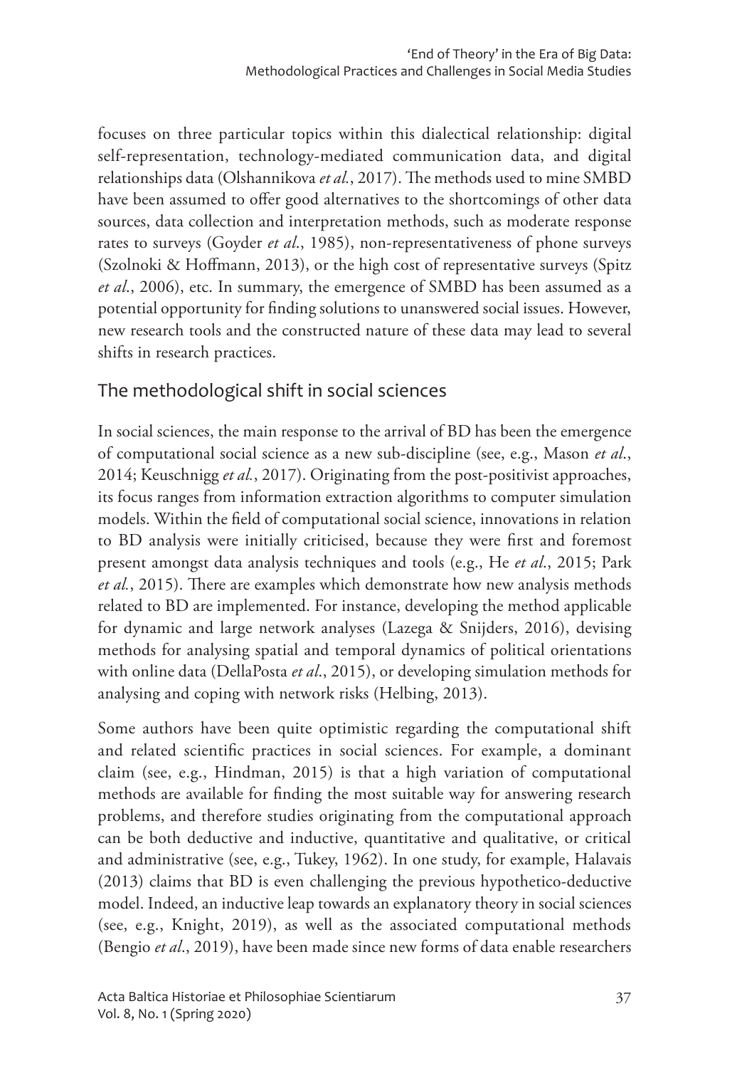focuses on three particular topics within this dialectical relationship: digital self-representation, technology-mediated communication data, and digital relationships data (Olshannikova *et al.*, 2017). The methods used to mine SMBD have been assumed to offer good alternatives to the shortcomings of other data sources, data collection and interpretation methods, such as moderate response rates to surveys (Goyder *et al.*, 1985), non-representativeness of phone surveys (Szolnoki & Hoffmann, 2013), or the high cost of representative surveys (Spitz *et al.*, 2006), etc. In summary, the emergence of SMBD has been assumed as a potential opportunity for finding solutions to unanswered social issues. However, new research tools and the constructed nature of these data may lead to several shifts in research practices.

## The methodological shift in social sciences

In social sciences, the main response to the arrival of BD has been the emergence of computational social science as a new sub-discipline (see, e.g., Mason *et al.*, 2014; Keuschnigg *et al.*, 2017). Originating from the post-positivist approaches, its focus ranges from information extraction algorithms to computer simulation models. Within the field of computational social science, innovations in relation to BD analysis were initially criticised, because they were first and foremost present amongst data analysis techniques and tools (e.g., He *et al.*, 2015; Park *et al.*, 2015). There are examples which demonstrate how new analysis methods related to BD are implemented. For instance, developing the method applicable for dynamic and large network analyses (Lazega & Snijders, 2016), devising methods for analysing spatial and temporal dynamics of political orientations with online data (DellaPosta *et al.*, 2015), or developing simulation methods for analysing and coping with network risks (Helbing, 2013).

Some authors have been quite optimistic regarding the computational shift and related scientific practices in social sciences. For example, a dominant claim (see, e.g., Hindman, 2015) is that a high variation of computational methods are available for finding the most suitable way for answering research problems, and therefore studies originating from the computational approach can be both deductive and inductive, quantitative and qualitative, or critical and administrative (see, e.g., Tukey, 1962). In one study, for example, Halavais (2013) claims that BD is even challenging the previous hypothetico-deductive model. Indeed, an inductive leap towards an explanatory theory in social sciences (see, e.g., Knight, 2019), as well as the associated computational methods (Bengio *et al.*, 2019), have been made since new forms of data enable researchers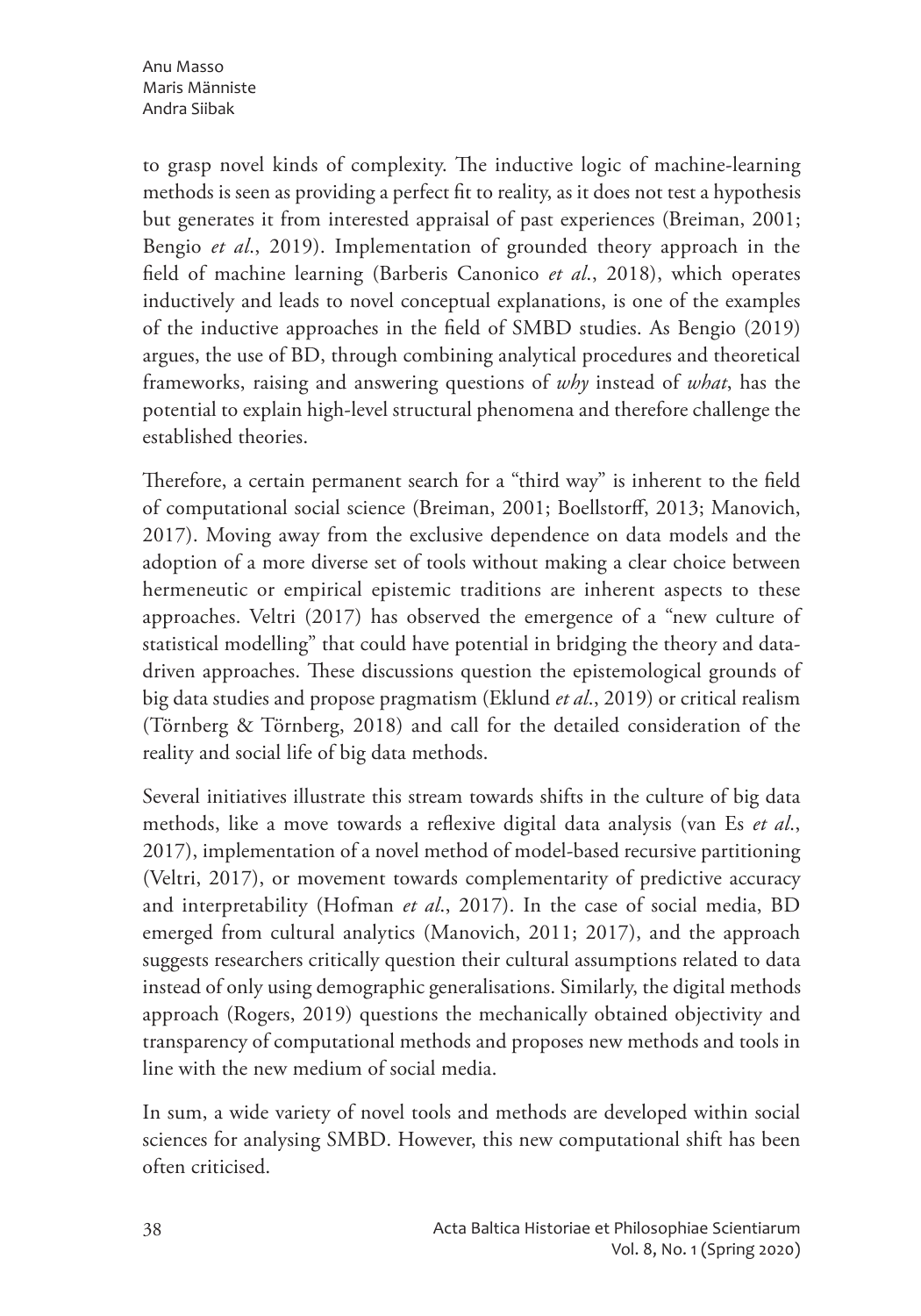to grasp novel kinds of complexity. The inductive logic of machine-learning methods is seen as providing a perfect fit to reality, as it does not test a hypothesis but generates it from interested appraisal of past experiences (Breiman, 2001; Bengio *et al*., 2019). Implementation of grounded theory approach in the field of machine learning (Barberis Canonico *et al*., 2018), which operates inductively and leads to novel conceptual explanations, is one of the examples of the inductive approaches in the field of SMBD studies. As Bengio (2019) argues, the use of BD, through combining analytical procedures and theoretical frameworks, raising and answering questions of *why* instead of *what*, has the potential to explain high-level structural phenomena and therefore challenge the established theories.

Therefore, a certain permanent search for a "third way" is inherent to the field of computational social science (Breiman, 2001; Boellstorff, 2013; Manovich, 2017). Moving away from the exclusive dependence on data models and the adoption of a more diverse set of tools without making a clear choice between hermeneutic or empirical epistemic traditions are inherent aspects to these approaches. Veltri (2017) has observed the emergence of a "new culture of statistical modelling" that could have potential in bridging the theory and data-driven approaches. These discussions question the epistemological grounds of big data studies and propose pragmatism (Eklund *et al*., 2019) or critical realism (Törnberg & Törnberg, 2018) and call for the detailed consideration of the reality and social life of big data methods.

Several initiatives illustrate this stream towards shifts in the culture of big data methods, like a move towards a reflexive digital data analysis (van Es *et al*., 2017), implementation of a novel method of model-based recursive partitioning (Veltri, 2017), or movement towards complementarity of predictive accuracy and interpretability (Hofman *et al*., 2017). In the case of social media, BD emerged from cultural analytics (Manovich, 2011; 2017), and the approach suggests researchers critically question their cultural assumptions related to data instead of only using demographic generalisations. Similarly, the digital methods approach (Rogers, 2019) questions the mechanically obtained objectivity and transparency of computational methods and proposes new methods and tools in line with the new medium of social media.

In sum, a wide variety of novel tools and methods are developed within social sciences for analysing SMBD. However, this new computational shift has been often criticised.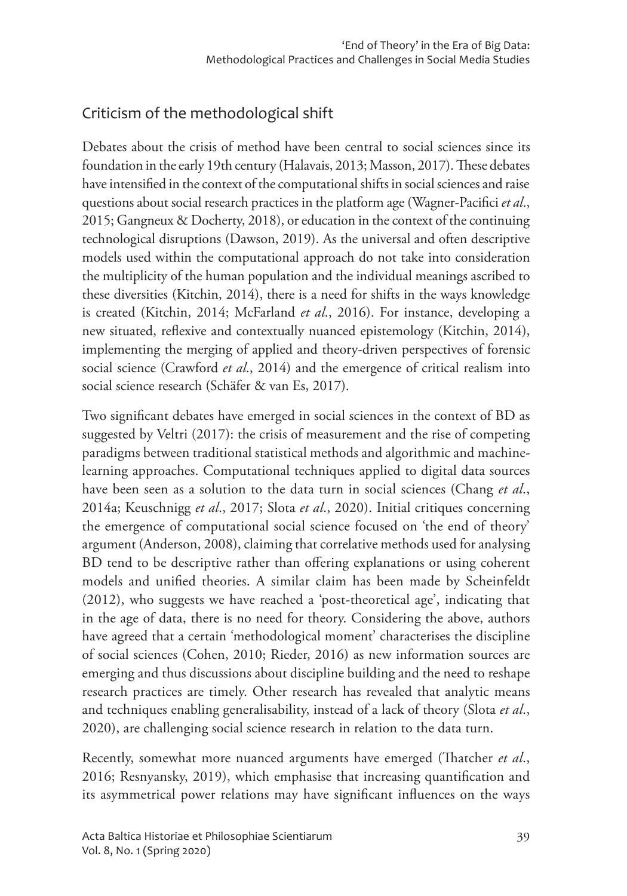## Criticism of the methodological shift

Debates about the crisis of method have been central to social sciences since its foundation in the early 19th century (Halavais, 2013; Masson, 2017). These debates have intensified in the context of the computational shifts in social sciences and raise questions about social research practices in the platform age (Wagner-Pacifici *et al.*, 2015; Gangneux & Docherty, 2018), or education in the context of the continuing technological disruptions (Dawson, 2019). As the universal and often descriptive models used within the computational approach do not take into consideration the multiplicity of the human population and the individual meanings ascribed to these diversities (Kitchin, 2014), there is a need for shifts in the ways knowledge is created (Kitchin, 2014; McFarland *et al.*, 2016). For instance, developing a new situated, reflexive and contextually nuanced epistemology (Kitchin, 2014), implementing the merging of applied and theory-driven perspectives of forensic social science (Crawford *et al.*, 2014) and the emergence of critical realism into social science research (Schäfer & van Es, 2017).

Two significant debates have emerged in social sciences in the context of BD as suggested by Veltri (2017): the crisis of measurement and the rise of competing paradigms between traditional statistical methods and algorithmic and machine-learning approaches. Computational techniques applied to digital data sources have been seen as a solution to the data turn in social sciences (Chang *et al.*, 2014a; Keuschnigg *et al.*, 2017; Slota *et al.*, 2020). Initial critiques concerning the emergence of computational social science focused on 'the end of theory' argument (Anderson, 2008), claiming that correlative methods used for analysing BD tend to be descriptive rather than offering explanations or using coherent models and unified theories. A similar claim has been made by Scheinfeldt (2012), who suggests we have reached a 'post-theoretical age', indicating that in the age of data, there is no need for theory. Considering the above, authors have agreed that a certain 'methodological moment' characterises the discipline of social sciences (Cohen, 2010; Rieder, 2016) as new information sources are emerging and thus discussions about discipline building and the need to reshape research practices are timely. Other research has revealed that analytic means and techniques enabling generalisability, instead of a lack of theory (Slota *et al.*, 2020), are challenging social science research in relation to the data turn.

Recently, somewhat more nuanced arguments have emerged (Thatcher *et al.*, 2016; Resnyansky, 2019), which emphasise that increasing quantification and its asymmetrical power relations may have significant influences on the ways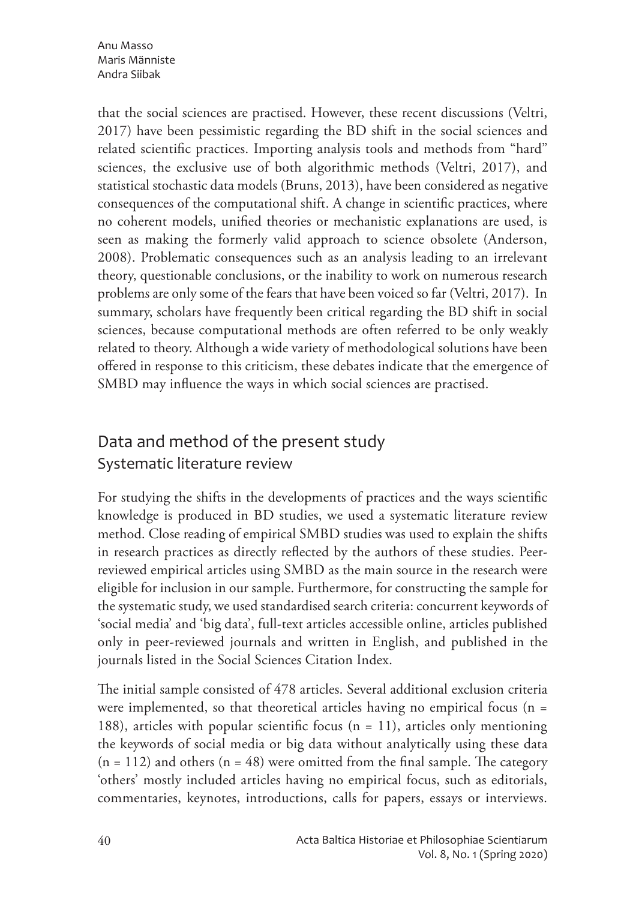that the social sciences are practised. However, these recent discussions (Veltri, 2017) have been pessimistic regarding the BD shift in the social sciences and related scientific practices. Importing analysis tools and methods from "hard" sciences, the exclusive use of both algorithmic methods (Veltri, 2017), and statistical stochastic data models (Bruns, 2013), have been considered as negative consequences of the computational shift. A change in scientific practices, where no coherent models, unified theories or mechanistic explanations are used, is seen as making the formerly valid approach to science obsolete (Anderson, 2008). Problematic consequences such as an analysis leading to an irrelevant theory, questionable conclusions, or the inability to work on numerous research problems are only some of the fears that have been voiced so far (Veltri, 2017). In summary, scholars have frequently been critical regarding the BD shift in social sciences, because computational methods are often referred to be only weakly related to theory. Although a wide variety of methodological solutions have been offered in response to this criticism, these debates indicate that the emergence of SMBD may influence the ways in which social sciences are practised.

## Data and method of the present study

### Systematic literature review

For studying the shifts in the developments of practices and the ways scientific knowledge is produced in BD studies, we used a systematic literature review method. Close reading of empirical SMBD studies was used to explain the shifts in research practices as directly reflected by the authors of these studies. Peer-reviewed empirical articles using SMBD as the main source in the research were eligible for inclusion in our sample. Furthermore, for constructing the sample for the systematic study, we used standardised search criteria: concurrent keywords of 'social media' and 'big data', full-text articles accessible online, articles published only in peer-reviewed journals and written in English, and published in the journals listed in the Social Sciences Citation Index.

The initial sample consisted of 478 articles. Several additional exclusion criteria were implemented, so that theoretical articles having no empirical focus (n = 188), articles with popular scientific focus (n = 11), articles only mentioning the keywords of social media or big data without analytically using these data (n = 112) and others (n = 48) were omitted from the final sample. The category 'others' mostly included articles having no empirical focus, such as editorials, commentaries, keynotes, introductions, calls for papers, essays or interviews.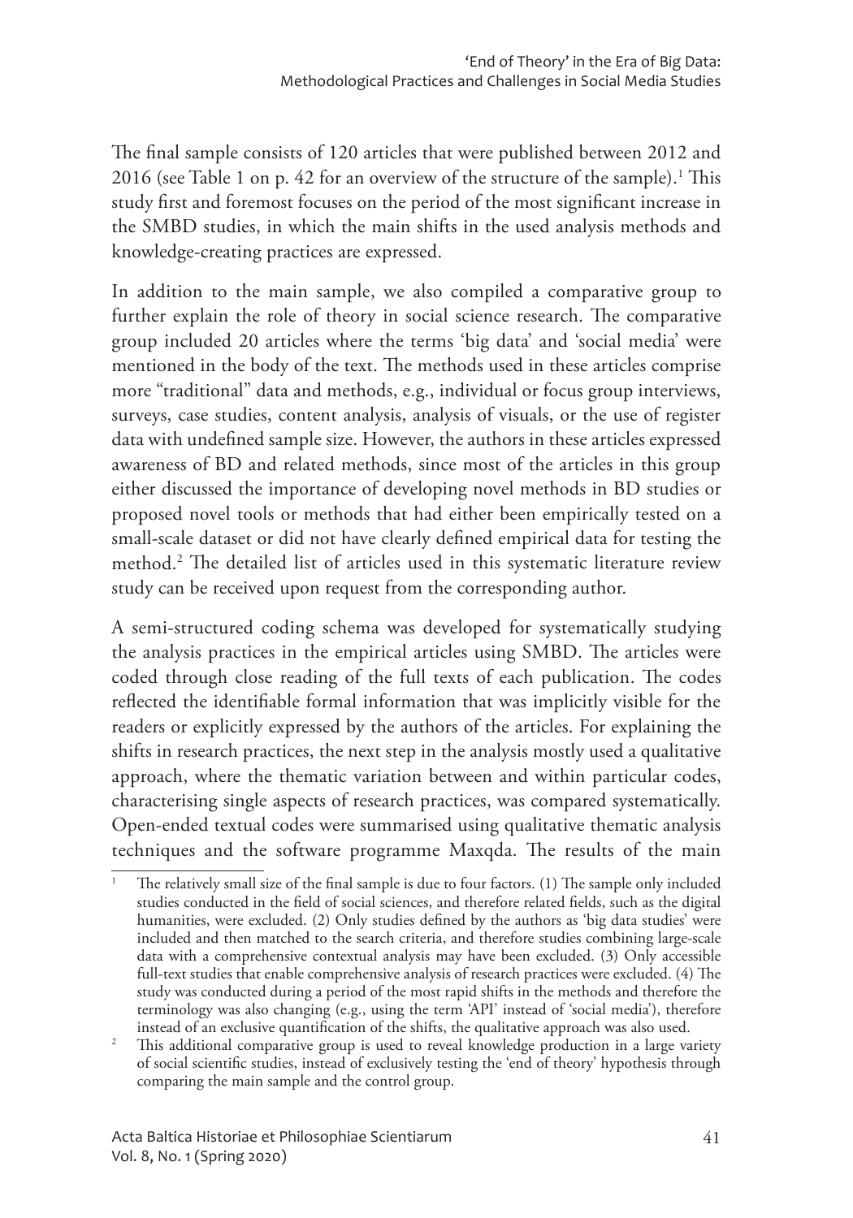The final sample consists of 120 articles that were published between 2012 and 2016 (see Table 1 on p. 42 for an overview of the structure of the sample).[1] This study first and foremost focuses on the period of the most significant increase in the SMBD studies, in which the main shifts in the used analysis methods and knowledge-creating practices are expressed.

In addition to the main sample, we also compiled a comparative group to further explain the role of theory in social science research. The comparative group included 20 articles where the terms 'big data' and 'social media' were mentioned in the body of the text. The methods used in these articles comprise more "traditional" data and methods, e.g., individual or focus group interviews, surveys, case studies, content analysis, analysis of visuals, or the use of register data with undefined sample size. However, the authors in these articles expressed awareness of BD and related methods, since most of the articles in this group either discussed the importance of developing novel methods in BD studies or proposed novel tools or methods that had either been empirically tested on a small-scale dataset or did not have clearly defined empirical data for testing the method.[2] The detailed list of articles used in this systematic literature review study can be received upon request from the corresponding author.

A semi-structured coding schema was developed for systematically studying the analysis practices in the empirical articles using SMBD. The articles were coded through close reading of the full texts of each publication. The codes reflected the identifiable formal information that was implicitly visible for the readers or explicitly expressed by the authors of the articles. For explaining the shifts in research practices, the next step in the analysis mostly used a qualitative approach, where the thematic variation between and within particular codes, characterising single aspects of research practices, was compared systematically. Open-ended textual codes were summarised using qualitative thematic analysis techniques and the software programme Maxqda. The results of the main

---

[1] The relatively small size of the final sample is due to four factors. (1) The sample only included studies conducted in the field of social sciences, and therefore related fields, such as the digital humanities, were excluded. (2) Only studies defined by the authors as 'big data studies' were included and then matched to the search criteria, and therefore studies combining large-scale data with a comprehensive contextual analysis may have been excluded. (3) Only accessible full-text studies that enable comprehensive analysis of research practices were excluded. (4) The study was conducted during a period of the most rapid shifts in the methods and therefore the terminology was also changing (e.g., using the term 'API' instead of 'social media'), therefore instead of an exclusive quantification of the shifts, the qualitative approach was also used.

[2] This additional comparative group is used to reveal knowledge production in a large variety of social scientific studies, instead of exclusively testing the 'end of theory' hypothesis through comparing the main sample and the control group.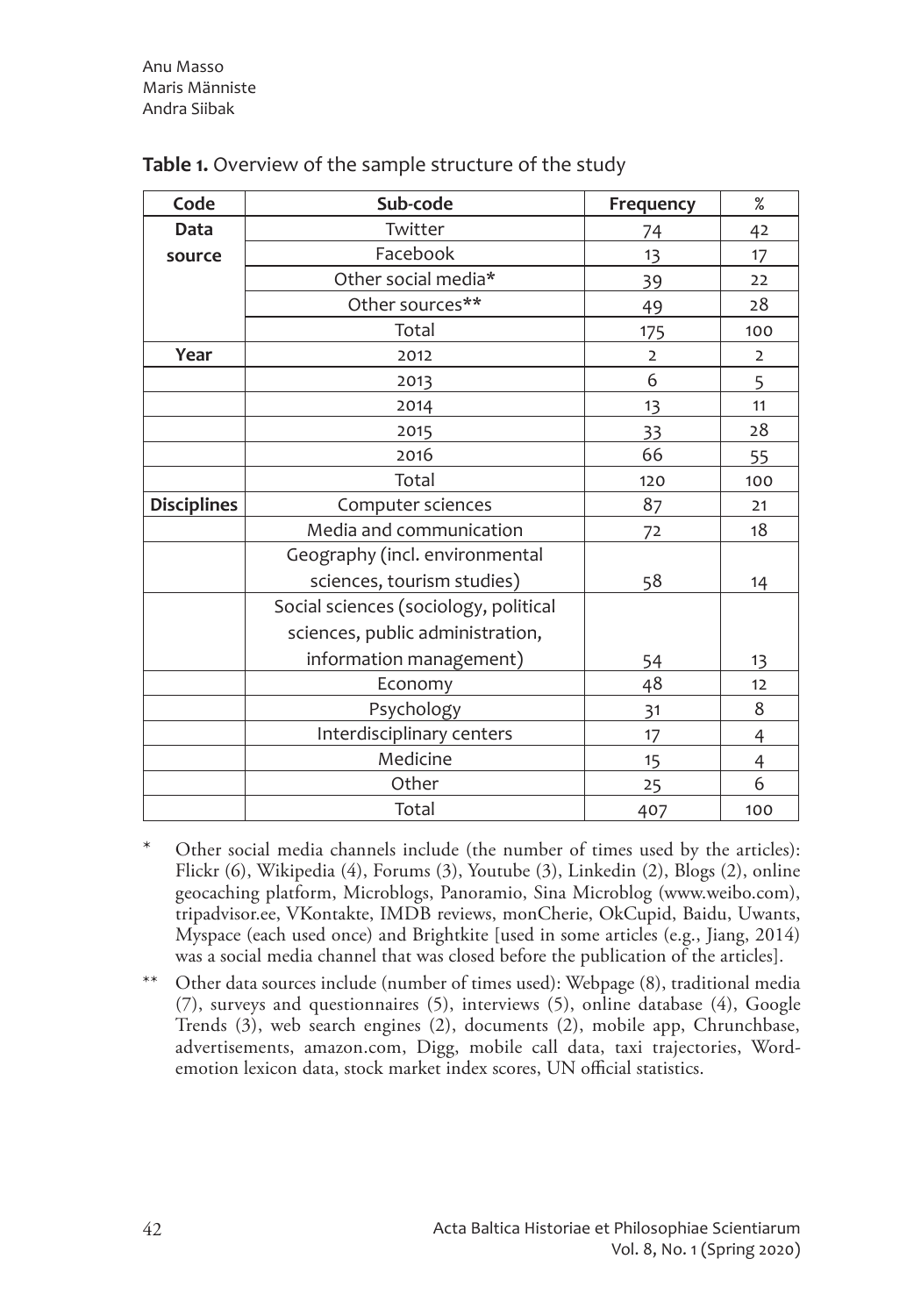**Table 1.** Overview of the sample structure of the study

| Code | Sub-code | Frequency | % |
|---|---|---|---|
| Data source | Twitter | 74 | 42 |
| | Facebook | 13 | 17 |
| | Other social media* | 39 | 22 |
| | Other sources** | 49 | 28 |
| | Total | 175 | 100 |
| Year | 2012 | 2 | 2 |
| | 2013 | 6 | 5 |
| | 2014 | 13 | 11 |
| | 2015 | 33 | 28 |
| | 2016 | 66 | 55 |
| | Total | 120 | 100 |
| Disciplines | Computer sciences | 87 | 21 |
| | Media and communication | 72 | 18 |
| | Geography (incl. environmental sciences, tourism studies) | 58 | 14 |
| | Social sciences (sociology, political sciences, public administration, information management) | 54 | 13 |
| | Economy | 48 | 12 |
| | Psychology | 31 | 8 |
| | Interdisciplinary centers | 17 | 4 |
| | Medicine | 15 | 4 |
| | Other | 25 | 6 |
| | Total | 407 | 100 |

\* Other social media channels include (the number of times used by the articles): Flickr (6), Wikipedia (4), Forums (3), Youtube (3), Linkedin (2), Blogs (2), online geocaching platform, Microblogs, Panoramio, Sina Microblog (www.weibo.com), tripadvisor.ee, VKontakte, IMDB reviews, monCherie, OkCupid, Baidu, Uwants, Myspace (each used once) and Brightkite [used in some articles (e.g., Jiang, 2014) was a social media channel that was closed before the publication of the articles].

\*\* Other data sources include (number of times used): Webpage (8), traditional media (7), surveys and questionnaires (5), interviews (5), online database (4), Google Trends (3), web search engines (2), documents (2), mobile app, Chrunchbase, advertisements, amazon.com, Digg, mobile call data, taxi trajectories, Word-emotion lexicon data, stock market index scores, UN official statistics.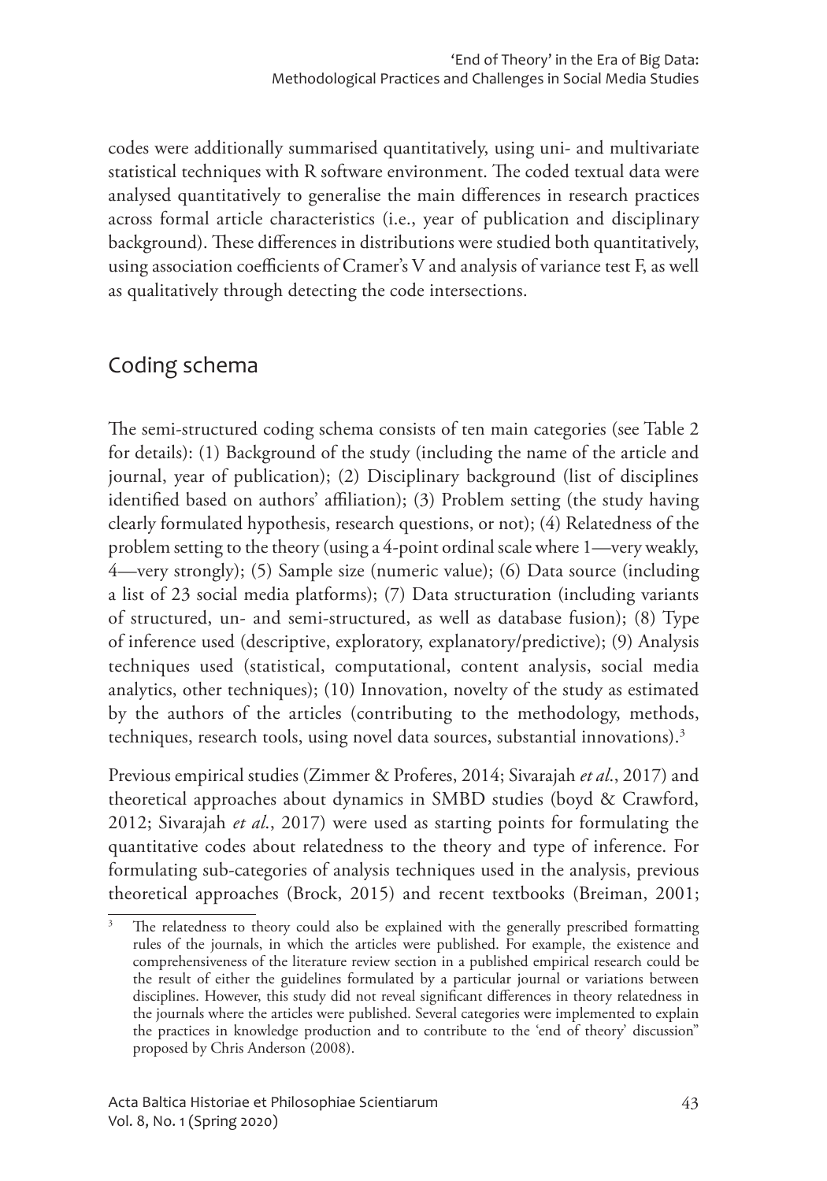codes were additionally summarised quantitatively, using uni- and multivariate statistical techniques with R software environment. The coded textual data were analysed quantitatively to generalise the main differences in research practices across formal article characteristics (i.e., year of publication and disciplinary background). These differences in distributions were studied both quantitatively, using association coefficients of Cramer's V and analysis of variance test F, as well as qualitatively through detecting the code intersections.

## Coding schema

The semi-structured coding schema consists of ten main categories (see Table 2 for details): (1) Background of the study (including the name of the article and journal, year of publication); (2) Disciplinary background (list of disciplines identified based on authors' affiliation); (3) Problem setting (the study having clearly formulated hypothesis, research questions, or not); (4) Relatedness of the problem setting to the theory (using a 4-point ordinal scale where 1—very weakly, 4—very strongly); (5) Sample size (numeric value); (6) Data source (including a list of 23 social media platforms); (7) Data structuration (including variants of structured, un- and semi-structured, as well as database fusion); (8) Type of inference used (descriptive, exploratory, explanatory/predictive); (9) Analysis techniques used (statistical, computational, content analysis, social media analytics, other techniques); (10) Innovation, novelty of the study as estimated by the authors of the articles (contributing to the methodology, methods, techniques, research tools, using novel data sources, substantial innovations).[3]

Previous empirical studies (Zimmer & Proferes, 2014; Sivarajah *et al.*, 2017) and theoretical approaches about dynamics in SMBD studies (boyd & Crawford, 2012; Sivarajah *et al.*, 2017) were used as starting points for formulating the quantitative codes about relatedness to the theory and type of inference. For formulating sub-categories of analysis techniques used in the analysis, previous theoretical approaches (Brock, 2015) and recent textbooks (Breiman, 2001;

[3] The relatedness to theory could also be explained with the generally prescribed formatting rules of the journals, in which the articles were published. For example, the existence and comprehensiveness of the literature review section in a published empirical research could be the result of either the guidelines formulated by a particular journal or variations between disciplines. However, this study did not reveal significant differences in theory relatedness in the journals where the articles were published. Several categories were implemented to explain the practices in knowledge production and to contribute to the 'end of theory' discussion" proposed by Chris Anderson (2008).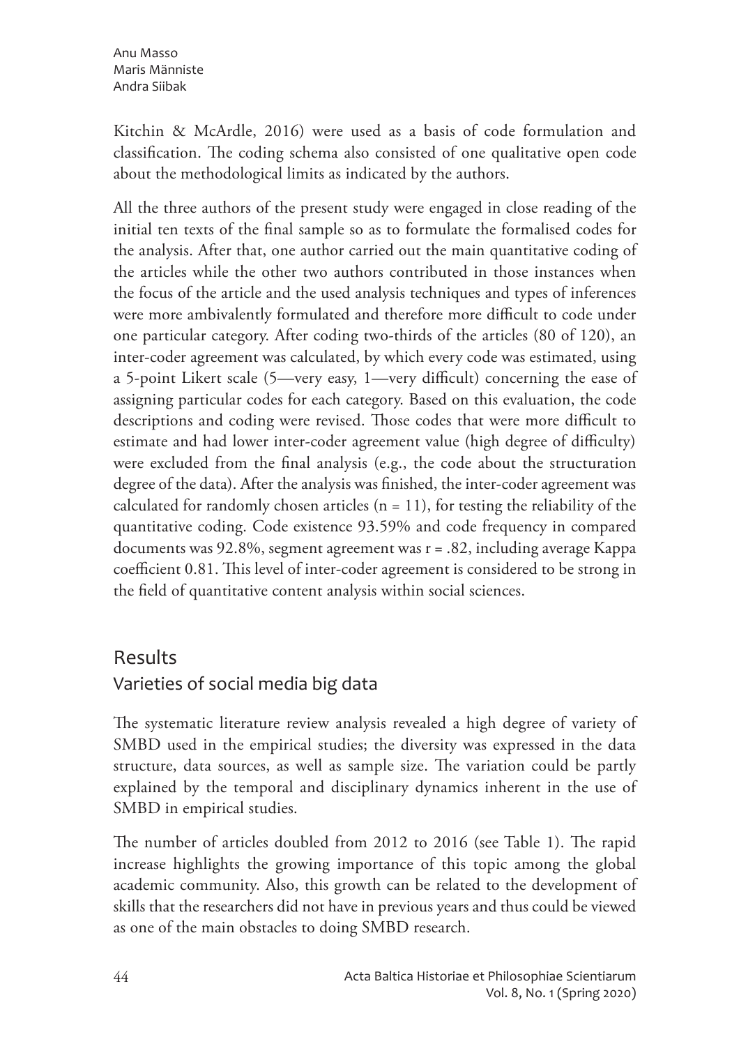Kitchin & McArdle, 2016) were used as a basis of code formulation and classification. The coding schema also consisted of one qualitative open code about the methodological limits as indicated by the authors.

All the three authors of the present study were engaged in close reading of the initial ten texts of the final sample so as to formulate the formalised codes for the analysis. After that, one author carried out the main quantitative coding of the articles while the other two authors contributed in those instances when the focus of the article and the used analysis techniques and types of inferences were more ambivalently formulated and therefore more difficult to code under one particular category. After coding two-thirds of the articles (80 of 120), an inter-coder agreement was calculated, by which every code was estimated, using a 5-point Likert scale (5—very easy, 1—very difficult) concerning the ease of assigning particular codes for each category. Based on this evaluation, the code descriptions and coding were revised. Those codes that were more difficult to estimate and had lower inter-coder agreement value (high degree of difficulty) were excluded from the final analysis (e.g., the code about the structuration degree of the data). After the analysis was finished, the inter-coder agreement was calculated for randomly chosen articles ($n = 11$), for testing the reliability of the quantitative coding. Code existence 93.59% and code frequency in compared documents was 92.8%, segment agreement was $r = .82$, including average Kappa coefficient 0.81. This level of inter-coder agreement is considered to be strong in the field of quantitative content analysis within social sciences.

## Results

### Varieties of social media big data

The systematic literature review analysis revealed a high degree of variety of SMBD used in the empirical studies; the diversity was expressed in the data structure, data sources, as well as sample size. The variation could be partly explained by the temporal and disciplinary dynamics inherent in the use of SMBD in empirical studies.

The number of articles doubled from 2012 to 2016 (see Table 1). The rapid increase highlights the growing importance of this topic among the global academic community. Also, this growth can be related to the development of skills that the researchers did not have in previous years and thus could be viewed as one of the main obstacles to doing SMBD research.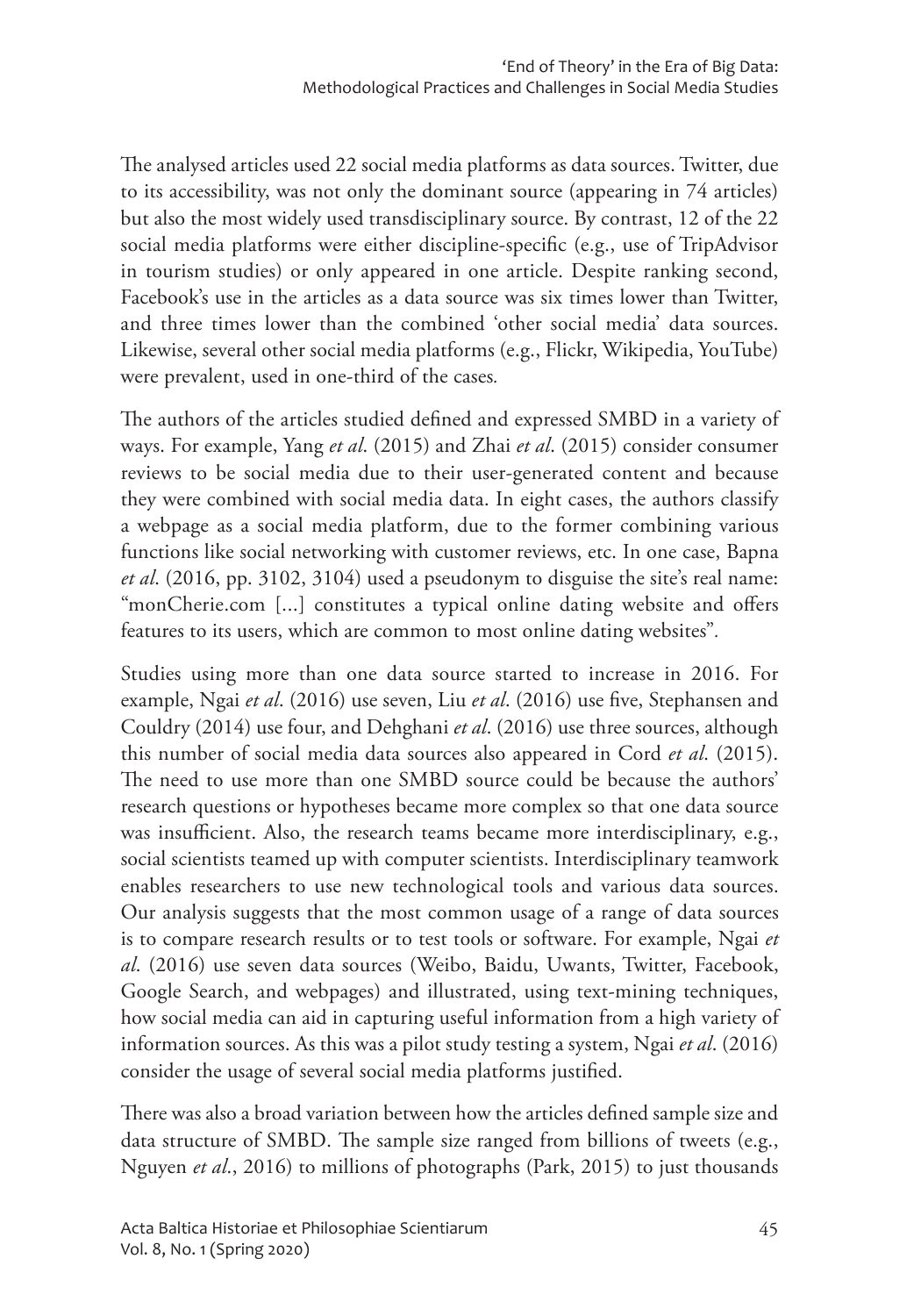The analysed articles used 22 social media platforms as data sources. Twitter, due to its accessibility, was not only the dominant source (appearing in 74 articles) but also the most widely used transdisciplinary source. By contrast, 12 of the 22 social media platforms were either discipline-specific (e.g., use of TripAdvisor in tourism studies) or only appeared in one article. Despite ranking second, Facebook's use in the articles as a data source was six times lower than Twitter, and three times lower than the combined 'other social media' data sources. Likewise, several other social media platforms (e.g., Flickr, Wikipedia, YouTube) were prevalent, used in one-third of the cases.

The authors of the articles studied defined and expressed SMBD in a variety of ways. For example, Yang *et al*. (2015) and Zhai *et al*. (2015) consider consumer reviews to be social media due to their user-generated content and because they were combined with social media data. In eight cases, the authors classify a webpage as a social media platform, due to the former combining various functions like social networking with customer reviews, etc. In one case, Bapna *et al*. (2016, pp. 3102, 3104) used a pseudonym to disguise the site's real name: "monCherie.com [...] constitutes a typical online dating website and offers features to its users, which are common to most online dating websites".

Studies using more than one data source started to increase in 2016. For example, Ngai *et al*. (2016) use seven, Liu *et al*. (2016) use five, Stephansen and Couldry (2014) use four, and Dehghani *et al*. (2016) use three sources, although this number of social media data sources also appeared in Cord *et al*. (2015). The need to use more than one SMBD source could be because the authors' research questions or hypotheses became more complex so that one data source was insufficient. Also, the research teams became more interdisciplinary, e.g., social scientists teamed up with computer scientists. Interdisciplinary teamwork enables researchers to use new technological tools and various data sources. Our analysis suggests that the most common usage of a range of data sources is to compare research results or to test tools or software. For example, Ngai *et al*. (2016) use seven data sources (Weibo, Baidu, Uwants, Twitter, Facebook, Google Search, and webpages) and illustrated, using text-mining techniques, how social media can aid in capturing useful information from a high variety of information sources. As this was a pilot study testing a system, Ngai *et al*. (2016) consider the usage of several social media platforms justified.

There was also a broad variation between how the articles defined sample size and data structure of SMBD. The sample size ranged from billions of tweets (e.g., Nguyen *et al*., 2016) to millions of photographs (Park, 2015) to just thousands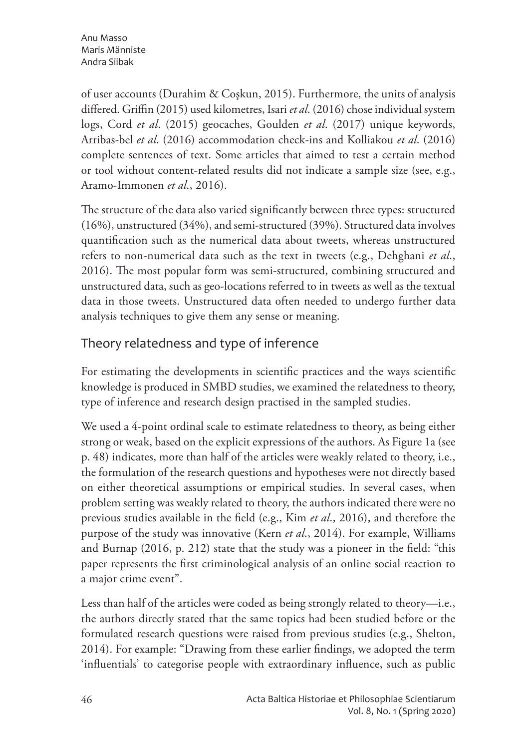of user accounts (Durahim & Coşkun, 2015). Furthermore, the units of analysis differed. Griffin (2015) used kilometres, Isari *et al*. (2016) chose individual system logs, Cord *et al*. (2015) geocaches, Goulden *et al*. (2017) unique keywords, Arribas-bel *et al*. (2016) accommodation check-ins and Kolliakou *et al*. (2016) complete sentences of text. Some articles that aimed to test a certain method or tool without content-related results did not indicate a sample size (see, e.g., Aramo-Immonen *et al*., 2016).

The structure of the data also varied significantly between three types: structured (16%), unstructured (34%), and semi-structured (39%). Structured data involves quantification such as the numerical data about tweets, whereas unstructured refers to non-numerical data such as the text in tweets (e.g., Dehghani *et al*., 2016). The most popular form was semi-structured, combining structured and unstructured data, such as geo-locations referred to in tweets as well as the textual data in those tweets. Unstructured data often needed to undergo further data analysis techniques to give them any sense or meaning.

## Theory relatedness and type of inference

For estimating the developments in scientific practices and the ways scientific knowledge is produced in SMBD studies, we examined the relatedness to theory, type of inference and research design practised in the sampled studies.

We used a 4-point ordinal scale to estimate relatedness to theory, as being either strong or weak, based on the explicit expressions of the authors. As Figure 1a (see p. 48) indicates, more than half of the articles were weakly related to theory, i.e., the formulation of the research questions and hypotheses were not directly based on either theoretical assumptions or empirical studies. In several cases, when problem setting was weakly related to theory, the authors indicated there were no previous studies available in the field (e.g., Kim *et al*., 2016), and therefore the purpose of the study was innovative (Kern *et al*., 2014). For example, Williams and Burnap (2016, p. 212) state that the study was a pioneer in the field: "this paper represents the first criminological analysis of an online social reaction to a major crime event".

Less than half of the articles were coded as being strongly related to theory—i.e., the authors directly stated that the same topics had been studied before or the formulated research questions were raised from previous studies (e.g., Shelton, 2014). For example: "Drawing from these earlier findings, we adopted the term 'influentials' to categorise people with extraordinary influence, such as public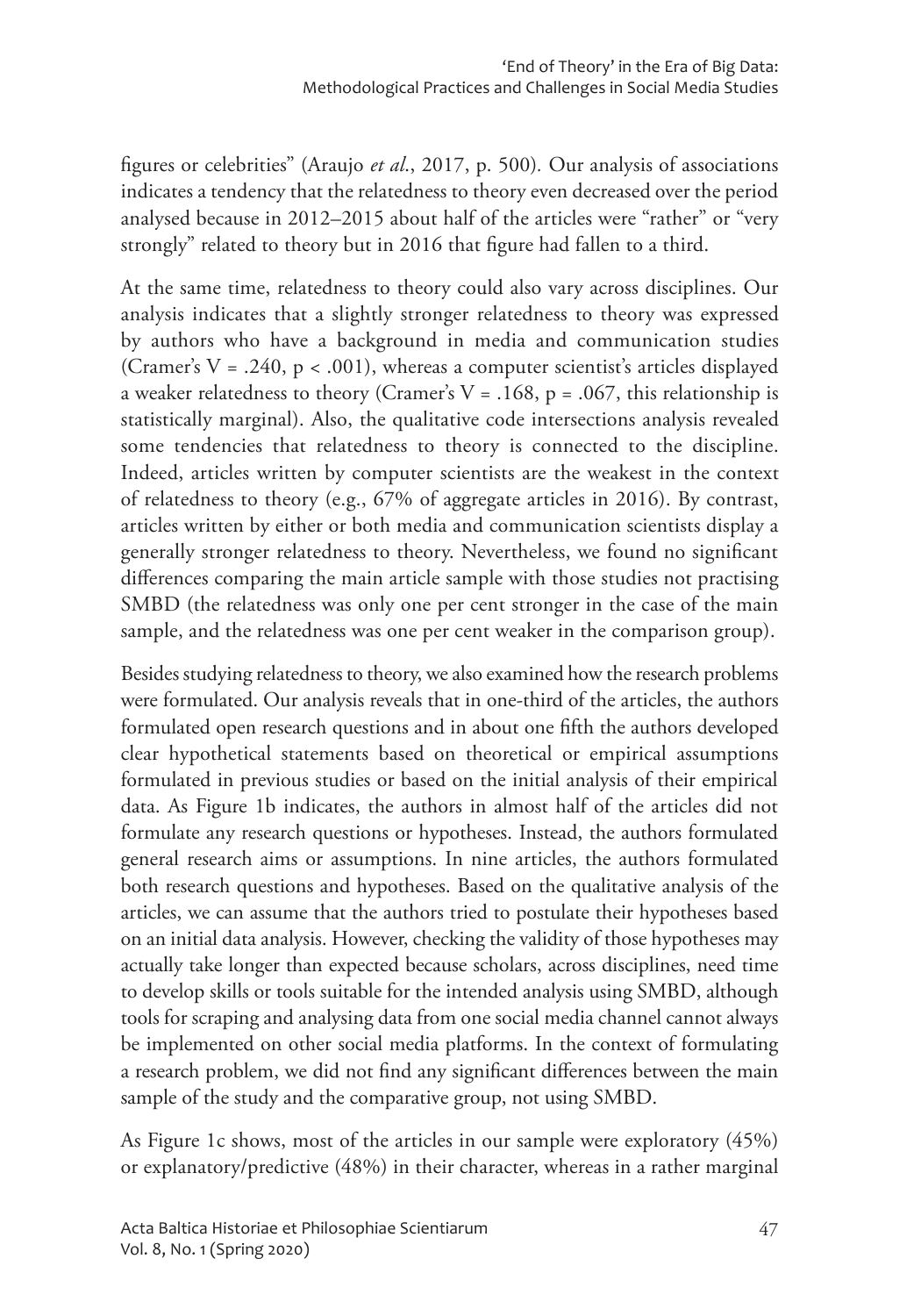figures or celebrities" (Araujo *et al.*, 2017, p. 500). Our analysis of associations indicates a tendency that the relatedness to theory even decreased over the period analysed because in 2012–2015 about half of the articles were "rather" or "very strongly" related to theory but in 2016 that figure had fallen to a third.

At the same time, relatedness to theory could also vary across disciplines. Our analysis indicates that a slightly stronger relatedness to theory was expressed by authors who have a background in media and communication studies (Cramer's $V = .240$, $p < .001$), whereas a computer scientist's articles displayed a weaker relatedness to theory (Cramer's $V = .168$, $p = .067$, this relationship is statistically marginal). Also, the qualitative code intersections analysis revealed some tendencies that relatedness to theory is connected to the discipline. Indeed, articles written by computer scientists are the weakest in the context of relatedness to theory (e.g., 67% of aggregate articles in 2016). By contrast, articles written by either or both media and communication scientists display a generally stronger relatedness to theory. Nevertheless, we found no significant differences comparing the main article sample with those studies not practising SMBD (the relatedness was only one per cent stronger in the case of the main sample, and the relatedness was one per cent weaker in the comparison group).

Besides studying relatedness to theory, we also examined how the research problems were formulated. Our analysis reveals that in one-third of the articles, the authors formulated open research questions and in about one fifth the authors developed clear hypothetical statements based on theoretical or empirical assumptions formulated in previous studies or based on the initial analysis of their empirical data. As Figure 1b indicates, the authors in almost half of the articles did not formulate any research questions or hypotheses. Instead, the authors formulated general research aims or assumptions. In nine articles, the authors formulated both research questions and hypotheses. Based on the qualitative analysis of the articles, we can assume that the authors tried to postulate their hypotheses based on an initial data analysis. However, checking the validity of those hypotheses may actually take longer than expected because scholars, across disciplines, need time to develop skills or tools suitable for the intended analysis using SMBD, although tools for scraping and analysing data from one social media channel cannot always be implemented on other social media platforms. In the context of formulating a research problem, we did not find any significant differences between the main sample of the study and the comparative group, not using SMBD.

As Figure 1c shows, most of the articles in our sample were exploratory (45%) or explanatory/predictive (48%) in their character, whereas in a rather marginal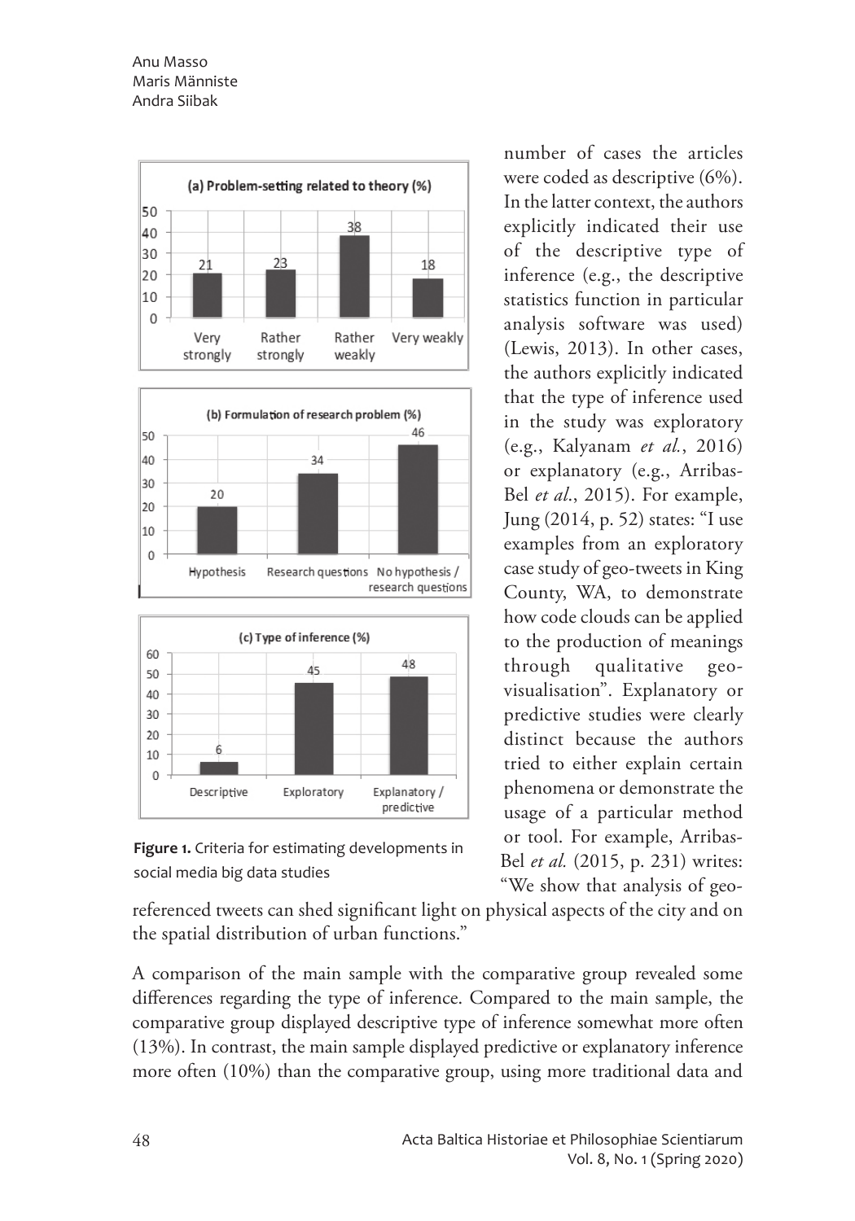(a) Problem-setting related to theory (%)

| Very strongly | Rather strongly | Rather weakly | Very weakly |
|---|---|---|---|
| 21 | 23 | 38 | 18 |

(b) Formulation of research problem (%)

| Hypothesis | Research questions | No hypothesis / research questions |
|---|---|---|
| 20 | 34 | 46 |

(c) Type of inference (%)

| Descriptive | Exploratory | Explanatory / predictive |
|---|---|---|
| 6 | 45 | 48 |

**Figure 1.** Criteria for estimating developments in social media big data studies

number of cases the articles were coded as descriptive (6%). In the latter context, the authors explicitly indicated their use of the descriptive type of inference (e.g., the descriptive statistics function in particular analysis software was used) (Lewis, 2013). In other cases, the authors explicitly indicated that the type of inference used in the study was exploratory (e.g., Kalyanam *et al.*, 2016) or explanatory (e.g., Arribas-Bel *et al*., 2015). For example, Jung (2014, p. 52) states: "I use examples from an exploratory case study of geo-tweets in King County, WA, to demonstrate how code clouds can be applied to the production of meanings through qualitative geo-visualisation". Explanatory or predictive studies were clearly distinct because the authors tried to either explain certain phenomena or demonstrate the usage of a particular method or tool. For example, Arribas-Bel *et al.* (2015, p. 231) writes: "We show that analysis of geo-referenced tweets can shed significant light on physical aspects of the city and on the spatial distribution of urban functions."

A comparison of the main sample with the comparative group revealed some differences regarding the type of inference. Compared to the main sample, the comparative group displayed descriptive type of inference somewhat more often (13%). In contrast, the main sample displayed predictive or explanatory inference more often (10%) than the comparative group, using more traditional data and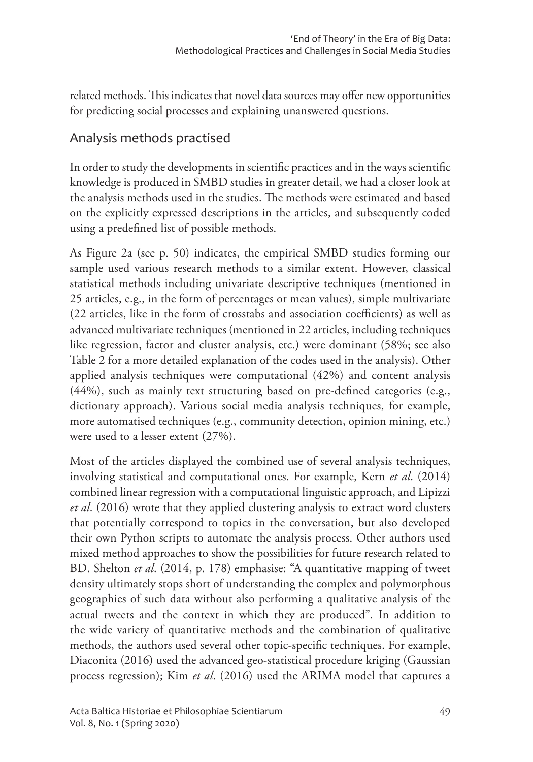related methods. This indicates that novel data sources may offer new opportunities for predicting social processes and explaining unanswered questions.

## Analysis methods practised

In order to study the developments in scientific practices and in the ways scientific knowledge is produced in SMBD studies in greater detail, we had a closer look at the analysis methods used in the studies. The methods were estimated and based on the explicitly expressed descriptions in the articles, and subsequently coded using a predefined list of possible methods.

As Figure 2a (see p. 50) indicates, the empirical SMBD studies forming our sample used various research methods to a similar extent. However, classical statistical methods including univariate descriptive techniques (mentioned in 25 articles, e.g., in the form of percentages or mean values), simple multivariate (22 articles, like in the form of crosstabs and association coefficients) as well as advanced multivariate techniques (mentioned in 22 articles, including techniques like regression, factor and cluster analysis, etc.) were dominant (58%; see also Table 2 for a more detailed explanation of the codes used in the analysis). Other applied analysis techniques were computational (42%) and content analysis (44%), such as mainly text structuring based on pre-defined categories (e.g., dictionary approach). Various social media analysis techniques, for example, more automatised techniques (e.g., community detection, opinion mining, etc.) were used to a lesser extent (27%).

Most of the articles displayed the combined use of several analysis techniques, involving statistical and computational ones. For example, Kern *et al*. (2014) combined linear regression with a computational linguistic approach, and Lipizzi *et al*. (2016) wrote that they applied clustering analysis to extract word clusters that potentially correspond to topics in the conversation, but also developed their own Python scripts to automate the analysis process. Other authors used mixed method approaches to show the possibilities for future research related to BD. Shelton *et al*. (2014, p. 178) emphasise: "A quantitative mapping of tweet density ultimately stops short of understanding the complex and polymorphous geographies of such data without also performing a qualitative analysis of the actual tweets and the context in which they are produced". In addition to the wide variety of quantitative methods and the combination of qualitative methods, the authors used several other topic-specific techniques. For example, Diaconita (2016) used the advanced geo-statistical procedure kriging (Gaussian process regression); Kim *et al*. (2016) used the ARIMA model that captures a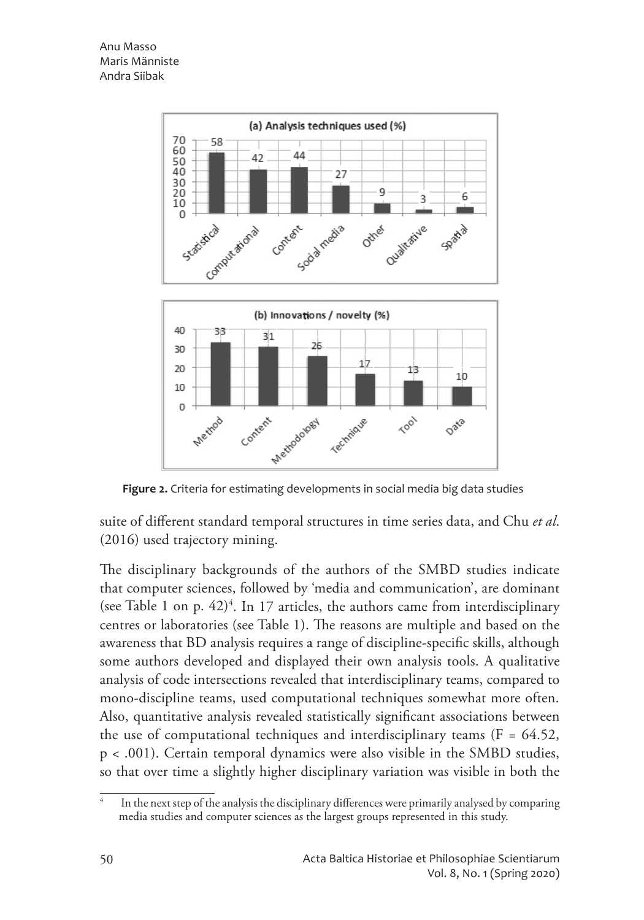**Figure 2.** Criteria for estimating developments in social media big data studies

suite of different standard temporal structures in time series data, and Chu *et al.* (2016) used trajectory mining.

The disciplinary backgrounds of the authors of the SMBD studies indicate that computer sciences, followed by 'media and communication', are dominant (see Table 1 on p. 42)[4]. In 17 articles, the authors came from interdisciplinary centres or laboratories (see Table 1). The reasons are multiple and based on the awareness that BD analysis requires a range of discipline-specific skills, although some authors developed and displayed their own analysis tools. A qualitative analysis of code intersections revealed that interdisciplinary teams, compared to mono-discipline teams, used computational techniques somewhat more often. Also, quantitative analysis revealed statistically significant associations between the use of computational techniques and interdisciplinary teams ($F = 64.52$, $p < .001$). Certain temporal dynamics were also visible in the SMBD studies, so that over time a slightly higher disciplinary variation was visible in both the

[4] In the next step of the analysis the disciplinary differences were primarily analysed by comparing media studies and computer sciences as the largest groups represented in this study.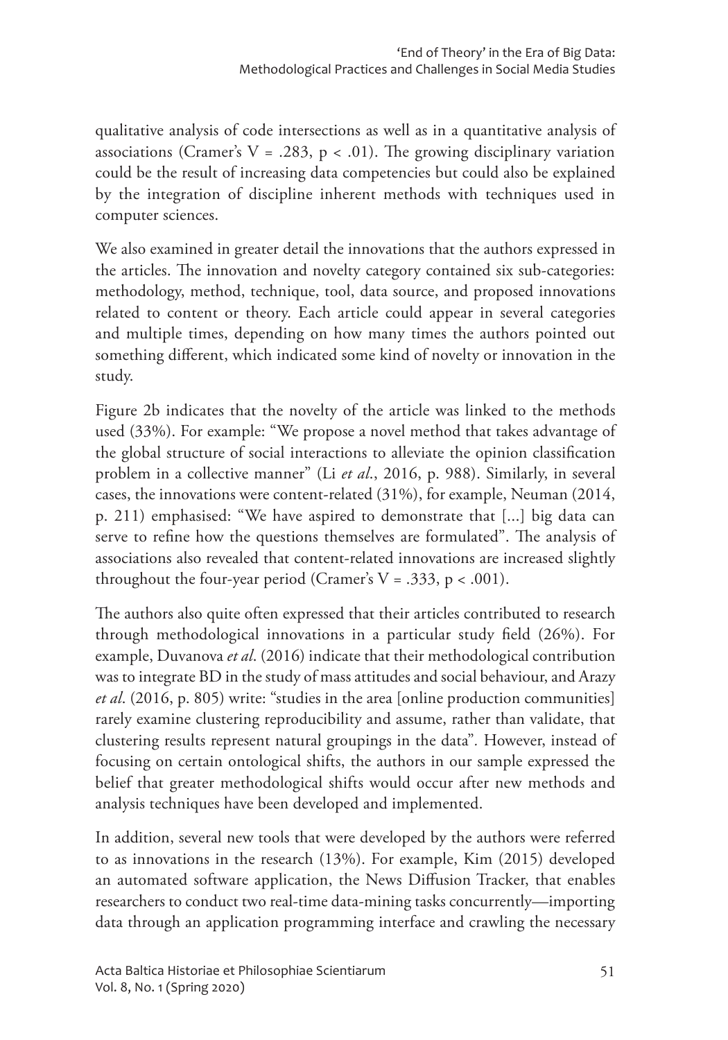qualitative analysis of code intersections as well as in a quantitative analysis of associations (Cramer's $V = .283$, $p < .01$). The growing disciplinary variation could be the result of increasing data competencies but could also be explained by the integration of discipline inherent methods with techniques used in computer sciences.

We also examined in greater detail the innovations that the authors expressed in the articles. The innovation and novelty category contained six sub-categories: methodology, method, technique, tool, data source, and proposed innovations related to content or theory. Each article could appear in several categories and multiple times, depending on how many times the authors pointed out something different, which indicated some kind of novelty or innovation in the study.

Figure 2b indicates that the novelty of the article was linked to the methods used (33%). For example: "We propose a novel method that takes advantage of the global structure of social interactions to alleviate the opinion classification problem in a collective manner" (Li *et al.*, 2016, p. 988). Similarly, in several cases, the innovations were content-related (31%), for example, Neuman (2014, p. 211) emphasised: "We have aspired to demonstrate that [...] big data can serve to refine how the questions themselves are formulated". The analysis of associations also revealed that content-related innovations are increased slightly throughout the four-year period (Cramer's $V = .333$, $p < .001$).

The authors also quite often expressed that their articles contributed to research through methodological innovations in a particular study field (26%). For example, Duvanova *et al*. (2016) indicate that their methodological contribution was to integrate BD in the study of mass attitudes and social behaviour, and Arazy *et al*. (2016, p. 805) write: "studies in the area [online production communities] rarely examine clustering reproducibility and assume, rather than validate, that clustering results represent natural groupings in the data". However, instead of focusing on certain ontological shifts, the authors in our sample expressed the belief that greater methodological shifts would occur after new methods and analysis techniques have been developed and implemented.

In addition, several new tools that were developed by the authors were referred to as innovations in the research (13%). For example, Kim (2015) developed an automated software application, the News Diffusion Tracker, that enables researchers to conduct two real-time data-mining tasks concurrently—importing data through an application programming interface and crawling the necessary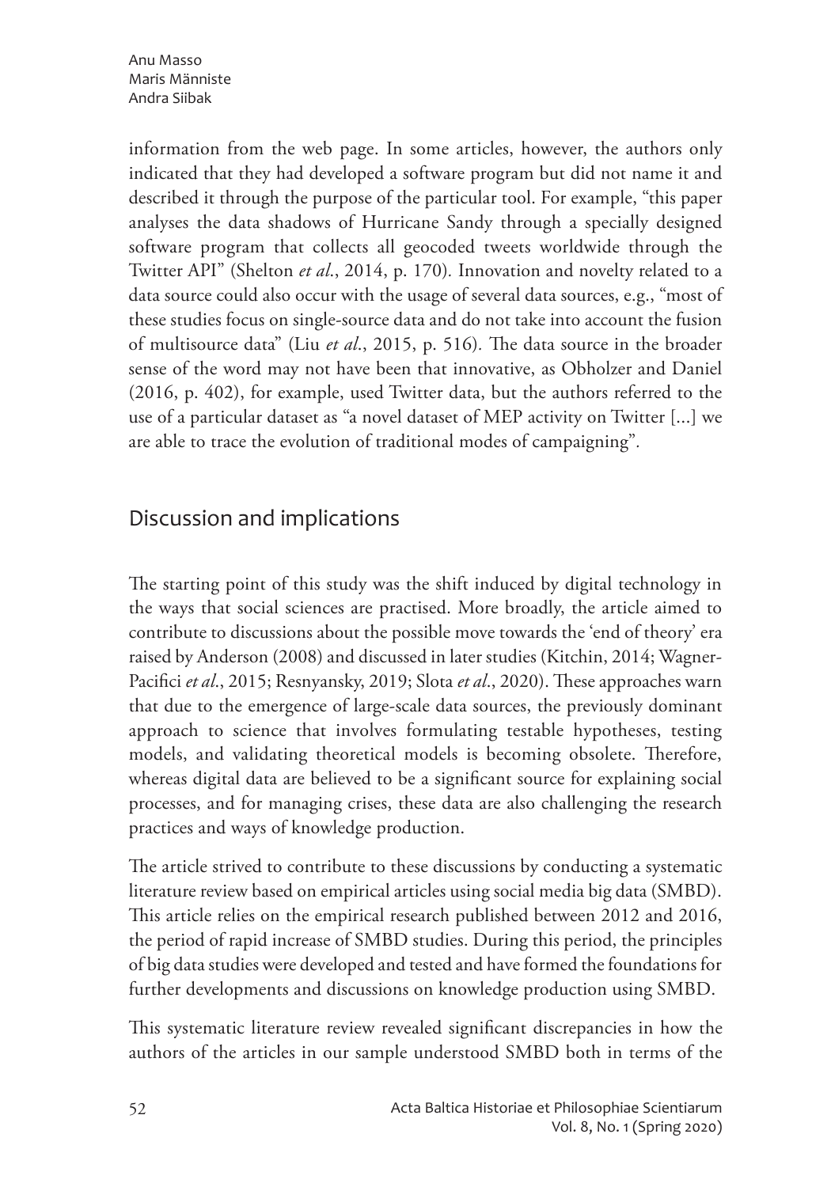information from the web page. In some articles, however, the authors only indicated that they had developed a software program but did not name it and described it through the purpose of the particular tool. For example, "this paper analyses the data shadows of Hurricane Sandy through a specially designed software program that collects all geocoded tweets worldwide through the Twitter API" (Shelton *et al.*, 2014, p. 170). Innovation and novelty related to a data source could also occur with the usage of several data sources, e.g., "most of these studies focus on single-source data and do not take into account the fusion of multisource data" (Liu *et al.*, 2015, p. 516). The data source in the broader sense of the word may not have been that innovative, as Obholzer and Daniel (2016, p. 402), for example, used Twitter data, but the authors referred to the use of a particular dataset as "a novel dataset of MEP activity on Twitter [...] we are able to trace the evolution of traditional modes of campaigning".

## Discussion and implications

The starting point of this study was the shift induced by digital technology in the ways that social sciences are practised. More broadly, the article aimed to contribute to discussions about the possible move towards the 'end of theory' era raised by Anderson (2008) and discussed in later studies (Kitchin, 2014; Wagner-Pacifici *et al*., 2015; Resnyansky, 2019; Slota *et al*., 2020). These approaches warn that due to the emergence of large-scale data sources, the previously dominant approach to science that involves formulating testable hypotheses, testing models, and validating theoretical models is becoming obsolete. Therefore, whereas digital data are believed to be a significant source for explaining social processes, and for managing crises, these data are also challenging the research practices and ways of knowledge production.

The article strived to contribute to these discussions by conducting a systematic literature review based on empirical articles using social media big data (SMBD). This article relies on the empirical research published between 2012 and 2016, the period of rapid increase of SMBD studies. During this period, the principles of big data studies were developed and tested and have formed the foundations for further developments and discussions on knowledge production using SMBD.

This systematic literature review revealed significant discrepancies in how the authors of the articles in our sample understood SMBD both in terms of the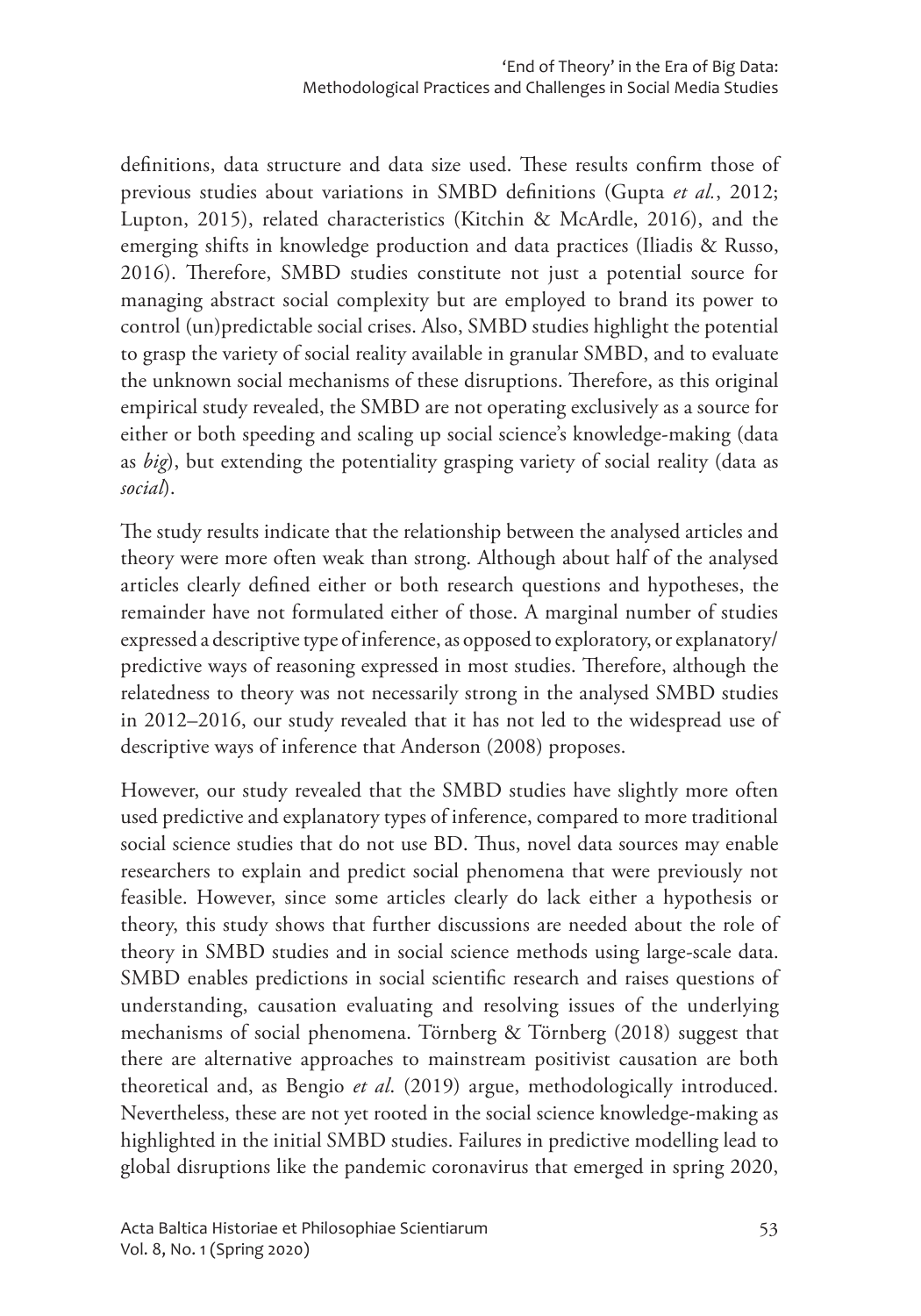definitions, data structure and data size used. These results confirm those of previous studies about variations in SMBD definitions (Gupta *et al.*, 2012; Lupton, 2015), related characteristics (Kitchin & McArdle, 2016), and the emerging shifts in knowledge production and data practices (Iliadis & Russo, 2016). Therefore, SMBD studies constitute not just a potential source for managing abstract social complexity but are employed to brand its power to control (un)predictable social crises. Also, SMBD studies highlight the potential to grasp the variety of social reality available in granular SMBD, and to evaluate the unknown social mechanisms of these disruptions. Therefore, as this original empirical study revealed, the SMBD are not operating exclusively as a source for either or both speeding and scaling up social science's knowledge-making (data as *big*), but extending the potentiality grasping variety of social reality (data as *social*).

The study results indicate that the relationship between the analysed articles and theory were more often weak than strong. Although about half of the analysed articles clearly defined either or both research questions and hypotheses, the remainder have not formulated either of those. A marginal number of studies expressed a descriptive type of inference, as opposed to exploratory, or explanatory/ predictive ways of reasoning expressed in most studies. Therefore, although the relatedness to theory was not necessarily strong in the analysed SMBD studies in 2012–2016, our study revealed that it has not led to the widespread use of descriptive ways of inference that Anderson (2008) proposes.

However, our study revealed that the SMBD studies have slightly more often used predictive and explanatory types of inference, compared to more traditional social science studies that do not use BD. Thus, novel data sources may enable researchers to explain and predict social phenomena that were previously not feasible. However, since some articles clearly do lack either a hypothesis or theory, this study shows that further discussions are needed about the role of theory in SMBD studies and in social science methods using large-scale data. SMBD enables predictions in social scientific research and raises questions of understanding, causation evaluating and resolving issues of the underlying mechanisms of social phenomena. Törnberg & Törnberg (2018) suggest that there are alternative approaches to mainstream positivist causation are both theoretical and, as Bengio *et al.* (2019) argue, methodologically introduced. Nevertheless, these are not yet rooted in the social science knowledge-making as highlighted in the initial SMBD studies. Failures in predictive modelling lead to global disruptions like the pandemic coronavirus that emerged in spring 2020,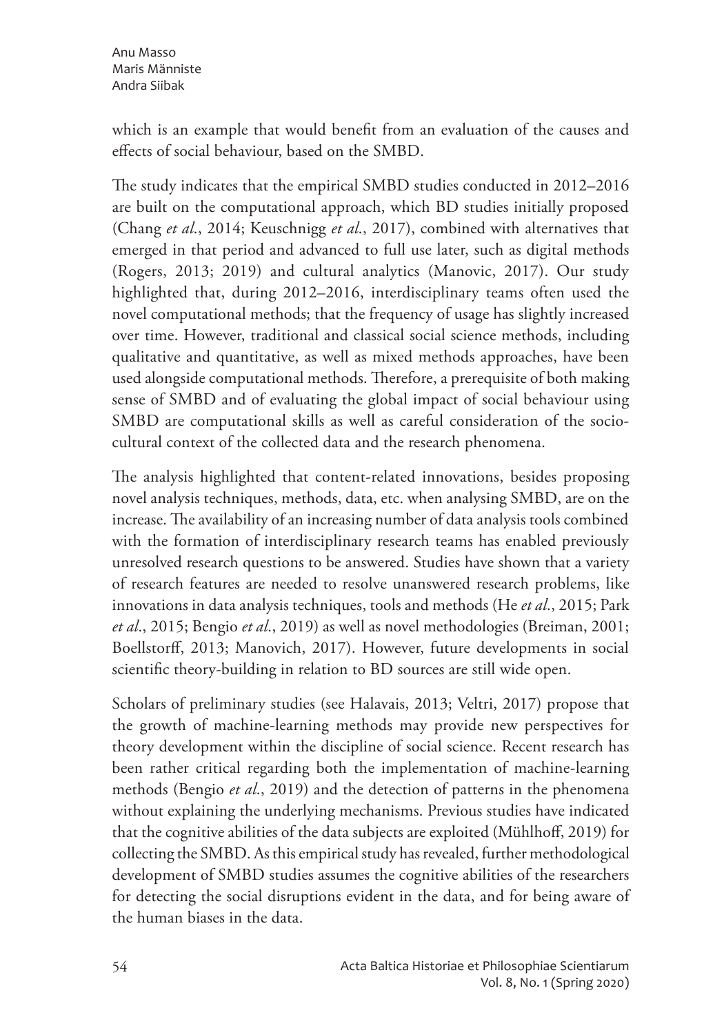which is an example that would benefit from an evaluation of the causes and effects of social behaviour, based on the SMBD.

The study indicates that the empirical SMBD studies conducted in 2012–2016 are built on the computational approach, which BD studies initially proposed (Chang *et al.*, 2014; Keuschnigg *et al.*, 2017), combined with alternatives that emerged in that period and advanced to full use later, such as digital methods (Rogers, 2013; 2019) and cultural analytics (Manovic, 2017). Our study highlighted that, during 2012–2016, interdisciplinary teams often used the novel computational methods; that the frequency of usage has slightly increased over time. However, traditional and classical social science methods, including qualitative and quantitative, as well as mixed methods approaches, have been used alongside computational methods. Therefore, a prerequisite of both making sense of SMBD and of evaluating the global impact of social behaviour using SMBD are computational skills as well as careful consideration of the socio-cultural context of the collected data and the research phenomena.

The analysis highlighted that content-related innovations, besides proposing novel analysis techniques, methods, data, etc. when analysing SMBD, are on the increase. The availability of an increasing number of data analysis tools combined with the formation of interdisciplinary research teams has enabled previously unresolved research questions to be answered. Studies have shown that a variety of research features are needed to resolve unanswered research problems, like innovations in data analysis techniques, tools and methods (He *et al.*, 2015; Park *et al.*, 2015; Bengio *et al.*, 2019) as well as novel methodologies (Breiman, 2001; Boellstorff, 2013; Manovich, 2017). However, future developments in social scientific theory-building in relation to BD sources are still wide open.

Scholars of preliminary studies (see Halavais, 2013; Veltri, 2017) propose that the growth of machine-learning methods may provide new perspectives for theory development within the discipline of social science. Recent research has been rather critical regarding both the implementation of machine-learning methods (Bengio *et al.*, 2019) and the detection of patterns in the phenomena without explaining the underlying mechanisms. Previous studies have indicated that the cognitive abilities of the data subjects are exploited (Mühlhoff, 2019) for collecting the SMBD. As this empirical study has revealed, further methodological development of SMBD studies assumes the cognitive abilities of the researchers for detecting the social disruptions evident in the data, and for being aware of the human biases in the data.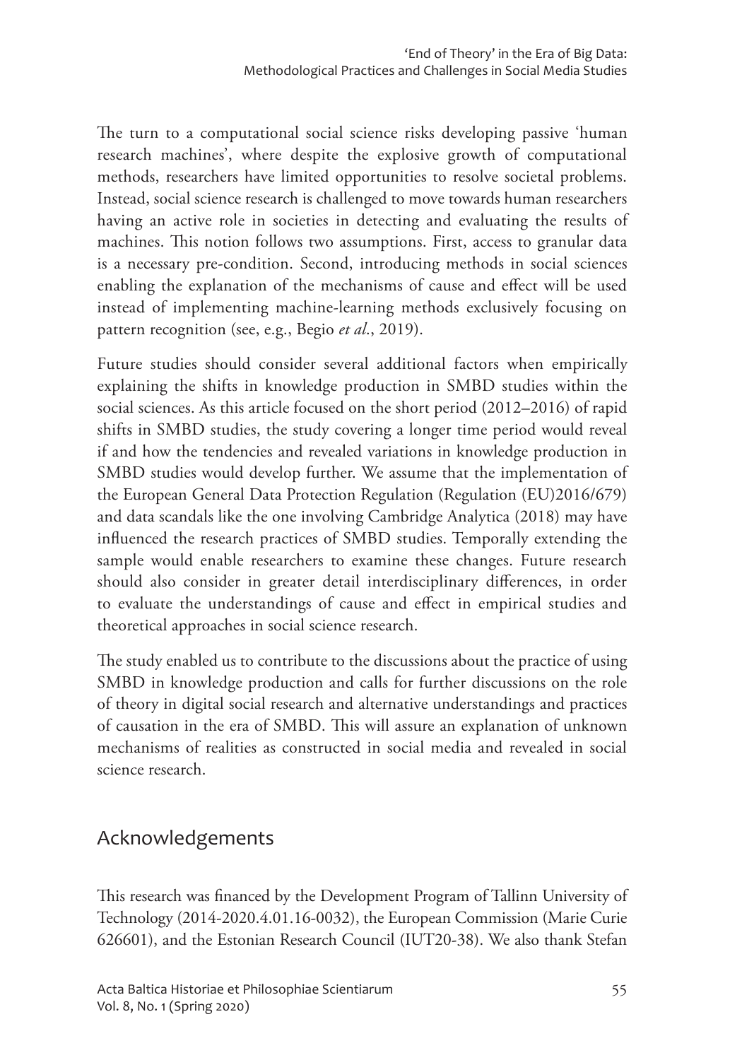The turn to a computational social science risks developing passive 'human research machines', where despite the explosive growth of computational methods, researchers have limited opportunities to resolve societal problems. Instead, social science research is challenged to move towards human researchers having an active role in societies in detecting and evaluating the results of machines. This notion follows two assumptions. First, access to granular data is a necessary pre-condition. Second, introducing methods in social sciences enabling the explanation of the mechanisms of cause and effect will be used instead of implementing machine-learning methods exclusively focusing on pattern recognition (see, e.g., Begio *et al*., 2019).

Future studies should consider several additional factors when empirically explaining the shifts in knowledge production in SMBD studies within the social sciences. As this article focused on the short period (2012–2016) of rapid shifts in SMBD studies, the study covering a longer time period would reveal if and how the tendencies and revealed variations in knowledge production in SMBD studies would develop further. We assume that the implementation of the European General Data Protection Regulation (Regulation (EU)2016/679) and data scandals like the one involving Cambridge Analytica (2018) may have influenced the research practices of SMBD studies. Temporally extending the sample would enable researchers to examine these changes. Future research should also consider in greater detail interdisciplinary differences, in order to evaluate the understandings of cause and effect in empirical studies and theoretical approaches in social science research.

The study enabled us to contribute to the discussions about the practice of using SMBD in knowledge production and calls for further discussions on the role of theory in digital social research and alternative understandings and practices of causation in the era of SMBD. This will assure an explanation of unknown mechanisms of realities as constructed in social media and revealed in social science research.

## Acknowledgements

This research was financed by the Development Program of Tallinn University of Technology (2014-2020.4.01.16-0032), the European Commission (Marie Curie 626601), and the Estonian Research Council (IUT20-38). We also thank Stefan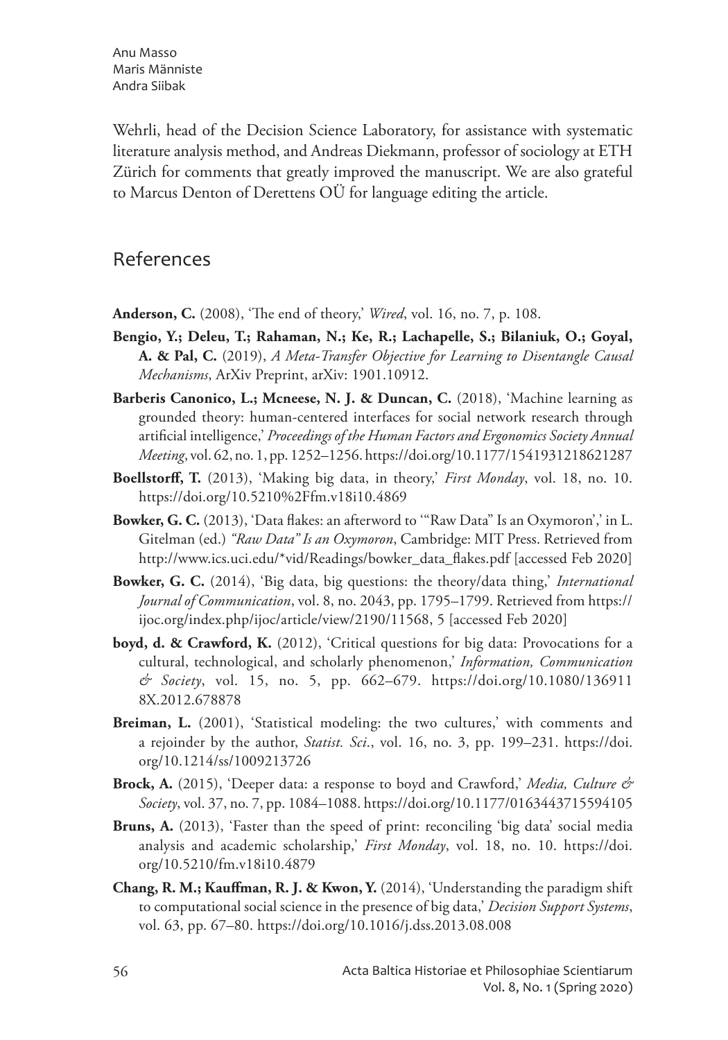Wehrli, head of the Decision Science Laboratory, for assistance with systematic literature analysis method, and Andreas Diekmann, professor of sociology at ETH Zürich for comments that greatly improved the manuscript. We are also grateful to Marcus Denton of Derettens OÜ for language editing the article.

## References

**Anderson, C.** (2008), 'The end of theory,' *Wired*, vol. 16, no. 7, p. 108.

**Bengio, Y.; Deleu, T.; Rahaman, N.; Ke, R.; Lachapelle, S.; Bilaniuk, O.; Goyal, A. & Pal, C.** (2019), *A Meta-Transfer Objective for Learning to Disentangle Causal Mechanisms*, ArXiv Preprint, arXiv: 1901.10912.

**Barberis Canonico, L.; Mcneese, N. J. & Duncan, C.** (2018), 'Machine learning as grounded theory: human-centered interfaces for social network research through artificial intelligence,' *Proceedings of the Human Factors and Ergonomics Society Annual Meeting*, vol. 62, no. 1, pp. 1252–1256. https://doi.org/10.1177/1541931218621287

**Boellstorff, T.** (2013), 'Making big data, in theory,' *First Monday*, vol. 18, no. 10. https://doi.org/10.5210%2Ffm.v18i10.4869

**Bowker, G. C.** (2013), 'Data flakes: an afterword to '"Raw Data" Is an Oxymoron',' in L. Gitelman (ed.) *"Raw Data" Is an Oxymoron*, Cambridge: MIT Press. Retrieved from http://www.ics.uci.edu/*vid/Readings/bowker_data_flakes.pdf [accessed Feb 2020]

**Bowker, G. C.** (2014), 'Big data, big questions: the theory/data thing,' *International Journal of Communication*, vol. 8, no. 2043, pp. 1795–1799. Retrieved from https://ijoc.org/index.php/ijoc/article/view/2190/11568, 5 [accessed Feb 2020]

**boyd, d. & Crawford, K.** (2012), 'Critical questions for big data: Provocations for a cultural, technological, and scholarly phenomenon,' *Information, Communication & Society*, vol. 15, no. 5, pp. 662–679. https://doi.org/10.1080/1369118X.2012.678878

**Breiman, L.** (2001), 'Statistical modeling: the two cultures,' with comments and a rejoinder by the author, *Statist. Sci*., vol. 16, no. 3, pp. 199–231. https://doi.org/10.1214/ss/1009213726

**Brock, A.** (2015), 'Deeper data: a response to boyd and Crawford,' *Media, Culture & Society*, vol. 37, no. 7, pp. 1084–1088. https://doi.org/10.1177/0163443715594105

**Bruns, A.** (2013), 'Faster than the speed of print: reconciling 'big data' social media analysis and academic scholarship,' *First Monday*, vol. 18, no. 10. https://doi.org/10.5210/fm.v18i10.4879

**Chang, R. M.; Kauffman, R. J. & Kwon, Y.** (2014), 'Understanding the paradigm shift to computational social science in the presence of big data,' *Decision Support Systems*, vol. 63, pp. 67–80. https://doi.org/10.1016/j.dss.2013.08.008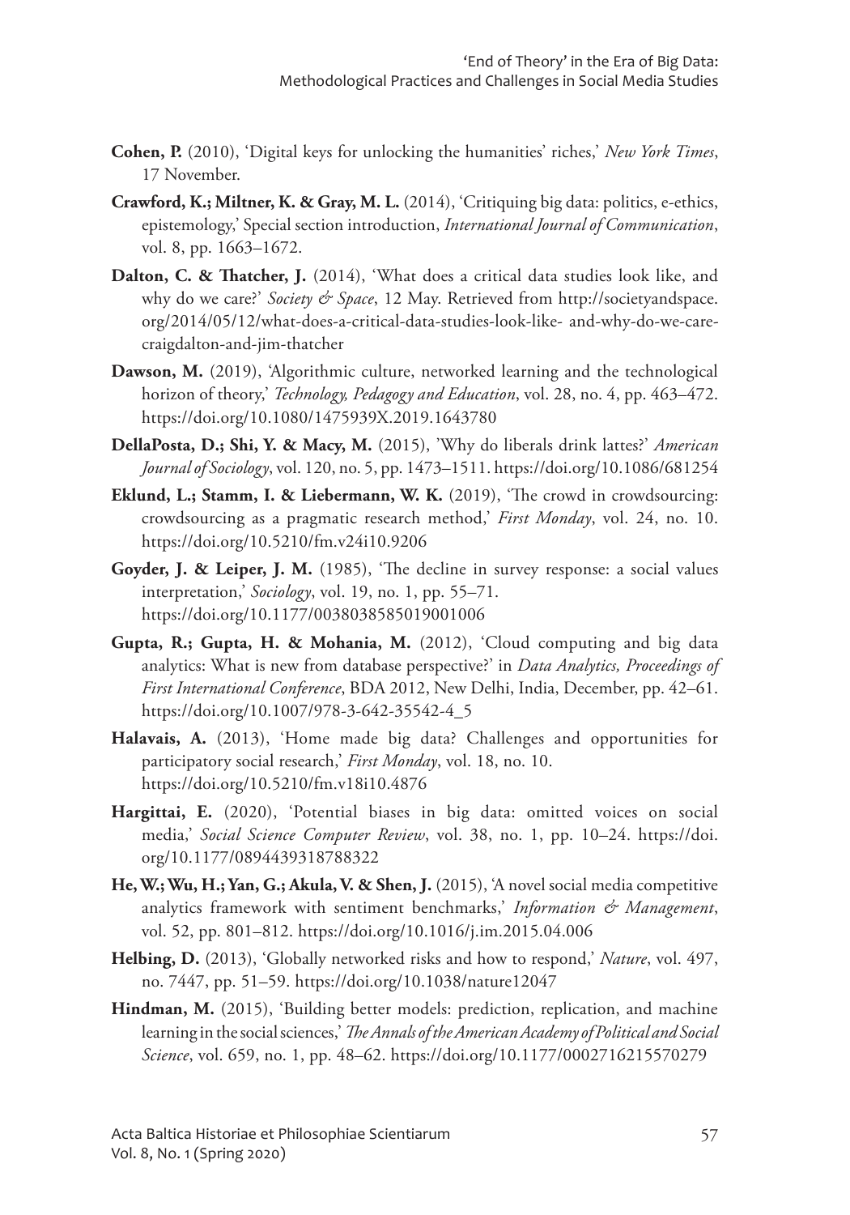**Cohen, P.** (2010), 'Digital keys for unlocking the humanities' riches,' *New York Times*, 17 November.

**Crawford, K.; Miltner, K. & Gray, M. L.** (2014), 'Critiquing big data: politics, e-ethics, epistemology,' Special section introduction, *International Journal of Communication*, vol. 8, pp. 1663–1672.

**Dalton, C. & Thatcher, J.** (2014), 'What does a critical data studies look like, and why do we care?' *Society & Space*, 12 May. Retrieved from http://societyandspace.org/2014/05/12/what-does-a-critical-data-studies-look-like- and-why-do-we-care-craigdalton-and-jim-thatcher

**Dawson, M.** (2019), 'Algorithmic culture, networked learning and the technological horizon of theory,' *Technology, Pedagogy and Education*, vol. 28, no. 4, pp. 463–472. https://doi.org/10.1080/1475939X.2019.1643780

**DellaPosta, D.; Shi, Y. & Macy, M.** (2015), 'Why do liberals drink lattes?' *American Journal of Sociology*, vol. 120, no. 5, pp. 1473–1511. https://doi.org/10.1086/681254

**Eklund, L.; Stamm, I. & Liebermann, W. K.** (2019), 'The crowd in crowdsourcing: crowdsourcing as a pragmatic research method,' *First Monday*, vol. 24, no. 10. https://doi.org/10.5210/fm.v24i10.9206

**Goyder, J. & Leiper, J. M.** (1985), 'The decline in survey response: a social values interpretation,' *Sociology*, vol. 19, no. 1, pp. 55–71. https://doi.org/10.1177/0038038585019001006

**Gupta, R.; Gupta, H. & Mohania, M.** (2012), 'Cloud computing and big data analytics: What is new from database perspective?' in *Data Analytics, Proceedings of First International Conference*, BDA 2012, New Delhi, India, December, pp. 42–61. https://doi.org/10.1007/978-3-642-35542-4_5

**Halavais, A.** (2013), 'Home made big data? Challenges and opportunities for participatory social research,' *First Monday*, vol. 18, no. 10. https://doi.org/10.5210/fm.v18i10.4876

**Hargittai, E.** (2020), 'Potential biases in big data: omitted voices on social media,' *Social Science Computer Review*, vol. 38, no. 1, pp. 10–24. https://doi.org/10.1177/0894439318788322

**He, W.; Wu, H.; Yan, G.; Akula, V. & Shen, J.** (2015), 'A novel social media competitive analytics framework with sentiment benchmarks,' *Information & Management*, vol. 52, pp. 801–812. https://doi.org/10.1016/j.im.2015.04.006

**Helbing, D.** (2013), 'Globally networked risks and how to respond,' *Nature*, vol. 497, no. 7447, pp. 51–59. https://doi.org/10.1038/nature12047

**Hindman, M.** (2015), 'Building better models: prediction, replication, and machine learning in the social sciences,' *The Annals of the American Academy of Political and Social Science*, vol. 659, no. 1, pp. 48–62. https://doi.org/10.1177/0002716215570279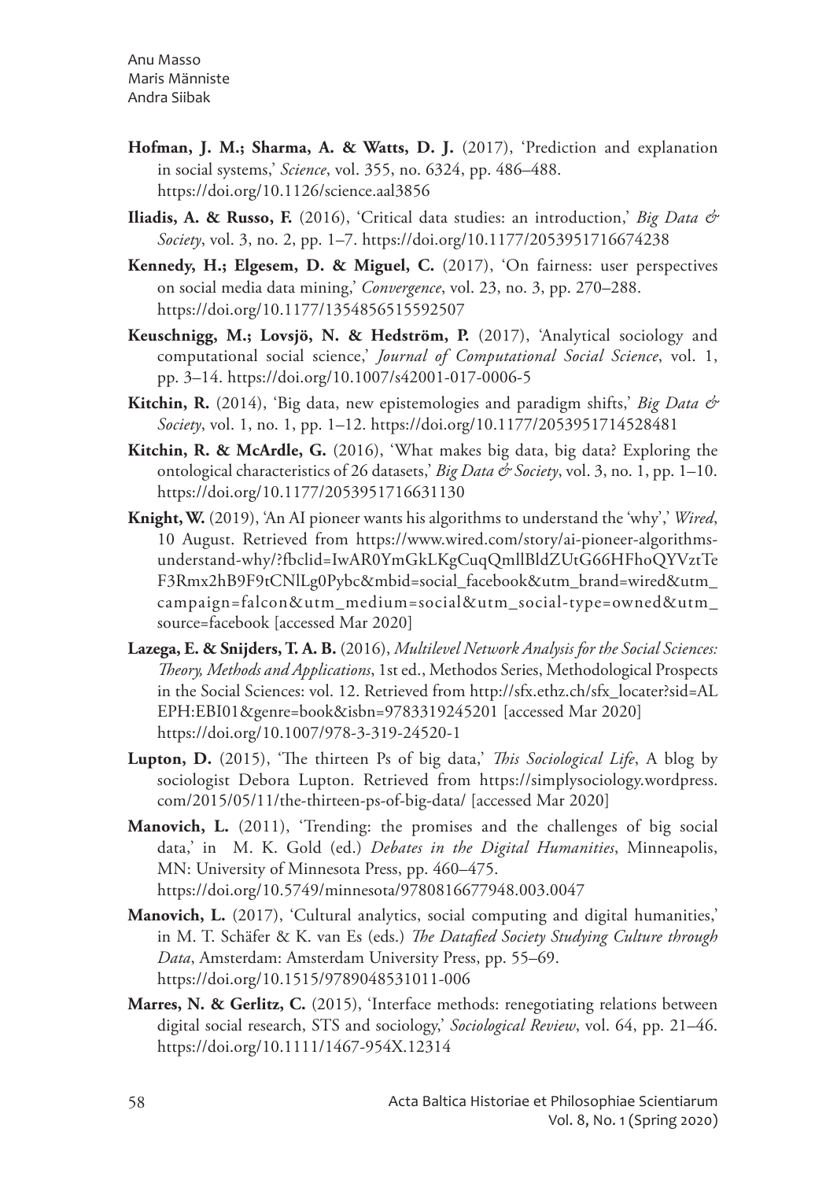**Hofman, J. M.; Sharma, A. & Watts, D. J.** (2017), 'Prediction and explanation in social systems,' *Science*, vol. 355, no. 6324, pp. 486–488. https://doi.org/10.1126/science.aal3856

**Iliadis, A. & Russo, F.** (2016), 'Critical data studies: an introduction,' *Big Data & Society*, vol. 3, no. 2, pp. 1–7. https://doi.org/10.1177/2053951716674238

**Kennedy, H.; Elgesem, D. & Miguel, C.** (2017), 'On fairness: user perspectives on social media data mining,' *Convergence*, vol. 23, no. 3, pp. 270–288. https://doi.org/10.1177/1354856515592507

**Keuschnigg, M.; Lovsjö, N. & Hedström, P.** (2017), 'Analytical sociology and computational social science,' *Journal of Computational Social Science*, vol. 1, pp. 3–14. https://doi.org/10.1007/s42001-017-0006-5

**Kitchin, R.** (2014), 'Big data, new epistemologies and paradigm shifts,' *Big Data & Society*, vol. 1, no. 1, pp. 1–12. https://doi.org/10.1177/2053951714528481

**Kitchin, R. & McArdle, G.** (2016), 'What makes big data, big data? Exploring the ontological characteristics of 26 datasets,' *Big Data & Society*, vol. 3, no. 1, pp. 1–10. https://doi.org/10.1177/2053951716631130

**Knight, W.** (2019), 'An AI pioneer wants his algorithms to understand the 'why',' *Wired*, 10 August. Retrieved from https://www.wired.com/story/ai-pioneer-algorithms-understand-why/?fbclid=IwAR0YmGkLKgCuqQmllBldZUtG66HFhoQYVztTeF3Rmx2hB9F9tCNlLg0Pybc&mbid=social_facebook&utm_brand=wired&utm_campaign=falcon&utm_medium=social&utm_social-type=owned&utm_source=facebook [accessed Mar 2020]

**Lazega, E. & Snijders, T. A. B.** (2016), *Multilevel Network Analysis for the Social Sciences: Theory, Methods and Applications*, 1st ed., Methodos Series, Methodological Prospects in the Social Sciences: vol. 12. Retrieved from http://sfx.ethz.ch/sfx_locater?sid=ALEPH:EBI01&genre=book&isbn=9783319245201 [accessed Mar 2020] https://doi.org/10.1007/978-3-319-24520-1

**Lupton, D.** (2015), 'The thirteen Ps of big data,' *This Sociological Life*, A blog by sociologist Debora Lupton. Retrieved from https://simplysociology.wordpress.com/2015/05/11/the-thirteen-ps-of-big-data/ [accessed Mar 2020]

**Manovich, L.** (2011), 'Trending: the promises and the challenges of big social data,' in M. K. Gold (ed.) *Debates in the Digital Humanities*, Minneapolis, MN: University of Minnesota Press, pp. 460–475. https://doi.org/10.5749/minnesota/9780816677948.003.0047

**Manovich, L.** (2017), 'Cultural analytics, social computing and digital humanities,' in M. T. Schäfer & K. van Es (eds.) *The Datafied Society Studying Culture through Data*, Amsterdam: Amsterdam University Press, pp. 55–69. https://doi.org/10.1515/9789048531011-006

**Marres, N. & Gerlitz, C.** (2015), 'Interface methods: renegotiating relations between digital social research, STS and sociology,' *Sociological Review*, vol. 64, pp. 21–46. https://doi.org/10.1111/1467-954X.12314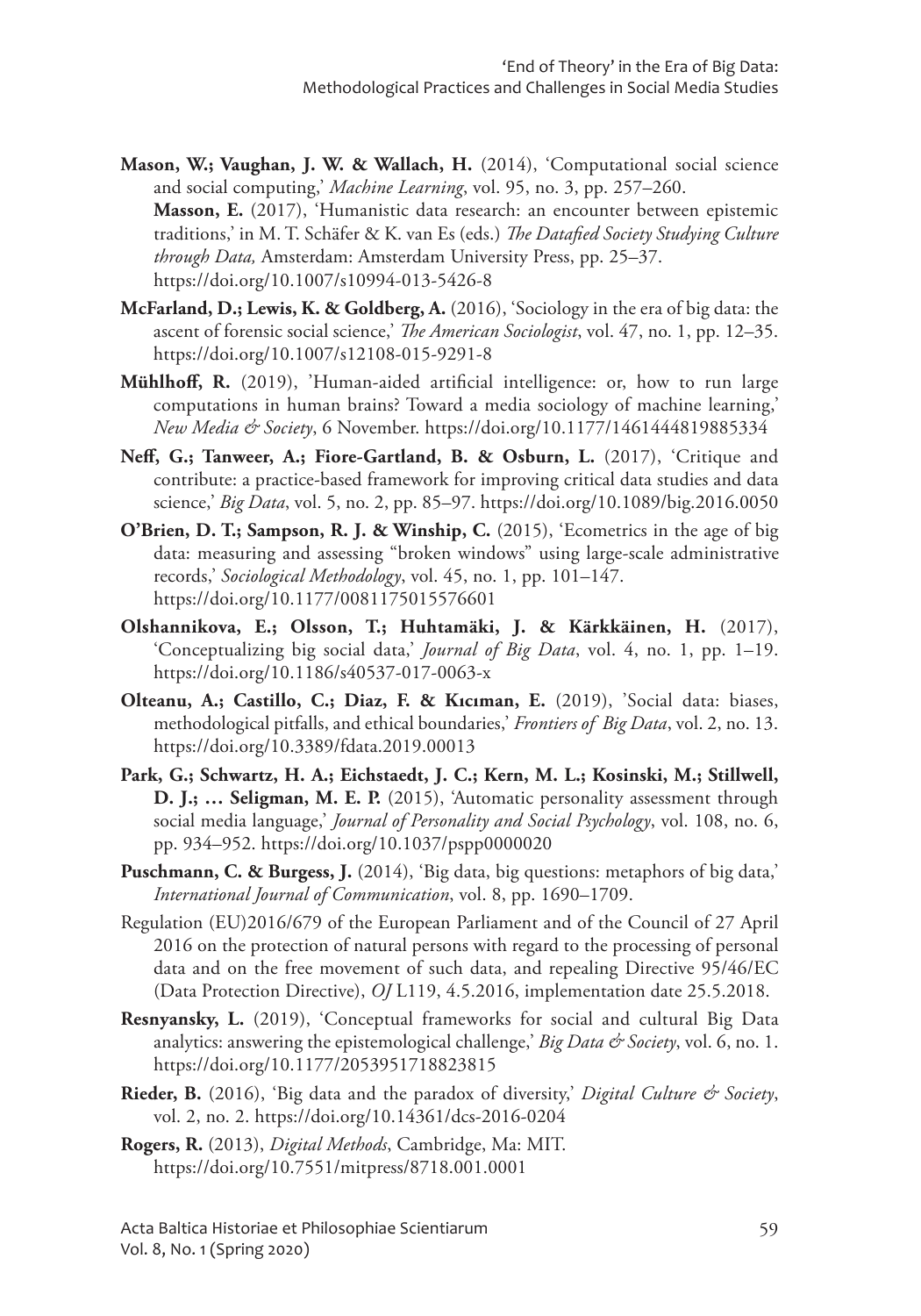**Mason, W.; Vaughan, J. W. & Wallach, H.** (2014), 'Computational social science and social computing,' *Machine Learning*, vol. 95, no. 3, pp. 257–260.
**Masson, E.** (2017), 'Humanistic data research: an encounter between epistemic traditions,' in M. T. Schäfer & K. van Es (eds.) *The Datafied Society Studying Culture through Data,* Amsterdam: Amsterdam University Press, pp. 25–37. https://doi.org/10.1007/s10994-013-5426-8

**McFarland, D.; Lewis, K. & Goldberg, A.** (2016), 'Sociology in the era of big data: the ascent of forensic social science,' *The American Sociologist*, vol. 47, no. 1, pp. 12–35. https://doi.org/10.1007/s12108-015-9291-8

**Mühlhoff, R.** (2019), 'Human-aided artificial intelligence: or, how to run large computations in human brains? Toward a media sociology of machine learning,' *New Media & Society*, 6 November. https://doi.org/10.1177/1461444819885334

**Neff, G.; Tanweer, A.; Fiore-Gartland, B. & Osburn, L.** (2017), 'Critique and contribute: a practice-based framework for improving critical data studies and data science,' *Big Data*, vol. 5, no. 2, pp. 85–97. https://doi.org/10.1089/big.2016.0050

**O'Brien, D. T.; Sampson, R. J. & Winship, C.** (2015), 'Ecometrics in the age of big data: measuring and assessing "broken windows" using large-scale administrative records,' *Sociological Methodology*, vol. 45, no. 1, pp. 101–147. https://doi.org/10.1177/0081175015576601

**Olshannikova, E.; Olsson, T.; Huhtamäki, J. & Kärkkäinen, H.** (2017), 'Conceptualizing big social data,' *Journal of Big Data*, vol. 4, no. 1, pp. 1–19. https://doi.org/10.1186/s40537-017-0063-x

**Olteanu, A.; Castillo, C.; Diaz, F. & Kıcıman, E.** (2019), 'Social data: biases, methodological pitfalls, and ethical boundaries,' *Frontiers of Big Data*, vol. 2, no. 13. https://doi.org/10.3389/fdata.2019.00013

**Park, G.; Schwartz, H. A.; Eichstaedt, J. C.; Kern, M. L.; Kosinski, M.; Stillwell, D. J.; … Seligman, M. E. P.** (2015), 'Automatic personality assessment through social media language,' *Journal of Personality and Social Psychology*, vol. 108, no. 6, pp. 934–952. https://doi.org/10.1037/pspp0000020

**Puschmann, C. & Burgess, J.** (2014), 'Big data, big questions: metaphors of big data,' *International Journal of Communication*, vol. 8, pp. 1690–1709.

Regulation (EU)2016/679 of the European Parliament and of the Council of 27 April 2016 on the protection of natural persons with regard to the processing of personal data and on the free movement of such data, and repealing Directive 95/46/EC (Data Protection Directive), *OJ* L119, 4.5.2016, implementation date 25.5.2018.

**Resnyansky, L.** (2019), 'Conceptual frameworks for social and cultural Big Data analytics: answering the epistemological challenge,' *Big Data & Society*, vol. 6, no. 1. https://doi.org/10.1177/2053951718823815

**Rieder, B.** (2016), 'Big data and the paradox of diversity,' *Digital Culture & Society*, vol. 2, no. 2. https://doi.org/10.14361/dcs-2016-0204

**Rogers, R.** (2013), *Digital Methods*, Cambridge, Ma: MIT. https://doi.org/10.7551/mitpress/8718.001.0001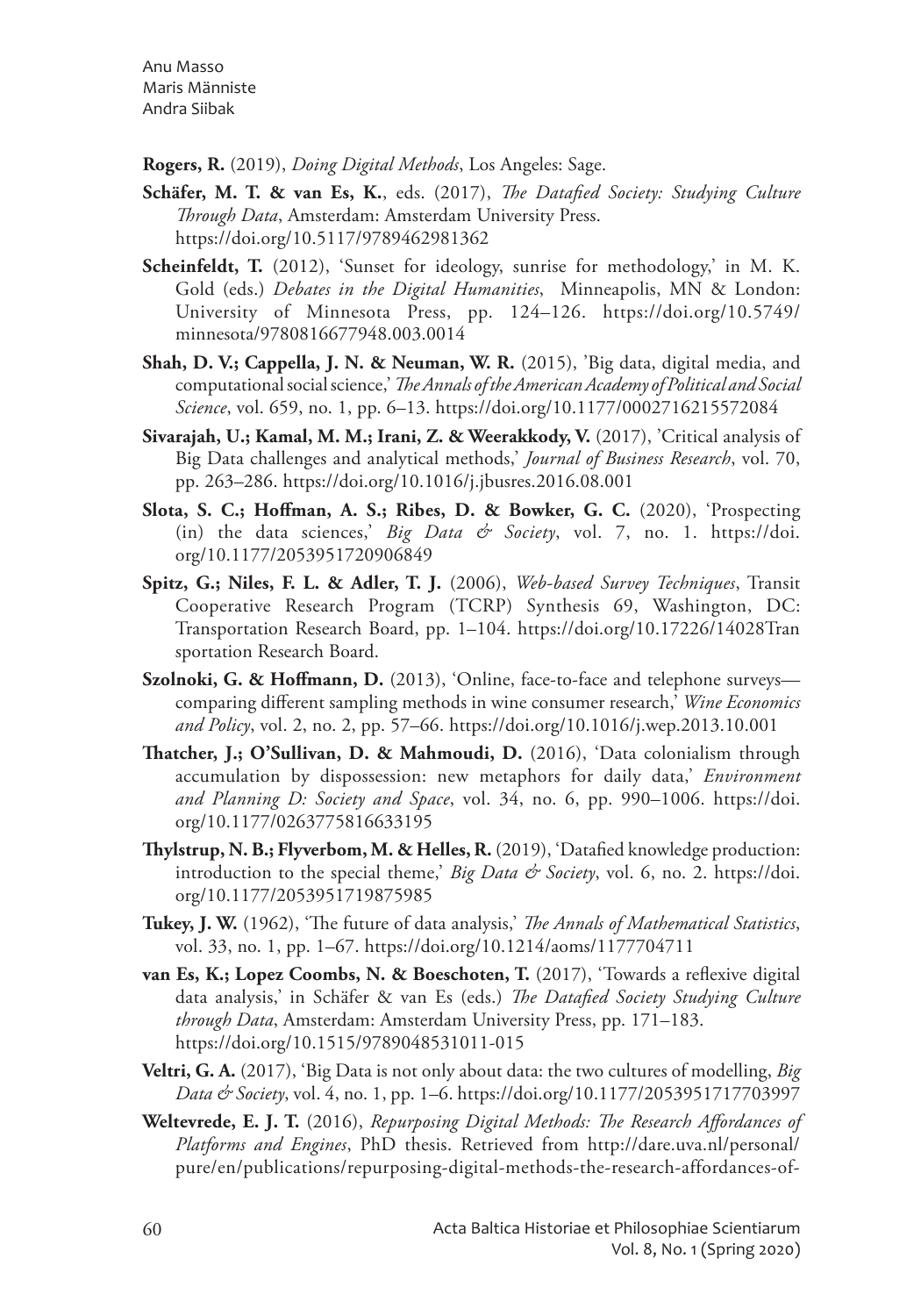**Rogers, R.** (2019), *Doing Digital Methods*, Los Angeles: Sage.

**Schäfer, M. T. & van Es, K.**, eds. (2017), *The Datafied Society: Studying Culture Through Data*, Amsterdam: Amsterdam University Press. https://doi.org/10.5117/9789462981362

**Scheinfeldt, T.** (2012), 'Sunset for ideology, sunrise for methodology,' in M. K. Gold (eds.) *Debates in the Digital Humanities*, Minneapolis, MN & London: University of Minnesota Press, pp. 124–126. https://doi.org/10.5749/minnesota/9780816677948.003.0014

**Shah, D. V.; Cappella, J. N. & Neuman, W. R.** (2015), 'Big data, digital media, and computational social science,' *The Annals of the American Academy of Political and Social Science*, vol. 659, no. 1, pp. 6–13. https://doi.org/10.1177/0002716215572084

**Sivarajah, U.; Kamal, M. M.; Irani, Z. & Weerakkody, V.** (2017), 'Critical analysis of Big Data challenges and analytical methods,' *Journal of Business Research*, vol. 70, pp. 263–286. https://doi.org/10.1016/j.jbusres.2016.08.001

**Slota, S. C.; Hoffman, A. S.; Ribes, D. & Bowker, G. C.** (2020), 'Prospecting (in) the data sciences,' *Big Data & Society*, vol. 7, no. 1. https://doi.org/10.1177/2053951720906849

**Spitz, G.; Niles, F. L. & Adler, T. J.** (2006), *Web-based Survey Techniques*, Transit Cooperative Research Program (TCRP) Synthesis 69, Washington, DC: Transportation Research Board, pp. 1–104. https://doi.org/10.17226/14028Transportation Research Board.

**Szolnoki, G. & Hoffmann, D.** (2013), 'Online, face-to-face and telephone surveys—comparing different sampling methods in wine consumer research,' *Wine Economics and Policy*, vol. 2, no. 2, pp. 57–66. https://doi.org/10.1016/j.wep.2013.10.001

**Thatcher, J.; O'Sullivan, D. & Mahmoudi, D.** (2016), 'Data colonialism through accumulation by dispossession: new metaphors for daily data,' *Environment and Planning D: Society and Space*, vol. 34, no. 6, pp. 990–1006. https://doi.org/10.1177/0263775816633195

**Thylstrup, N. B.; Flyverbom, M. & Helles, R.** (2019), 'Datafied knowledge production: introduction to the special theme,' *Big Data & Society*, vol. 6, no. 2. https://doi.org/10.1177/2053951719875985

**Tukey, J. W.** (1962), 'The future of data analysis,' *The Annals of Mathematical Statistics*, vol. 33, no. 1, pp. 1–67. https://doi.org/10.1214/aoms/1177704711

**van Es, K.; Lopez Coombs, N. & Boeschoten, T.** (2017), 'Towards a reflexive digital data analysis,' in Schäfer & van Es (eds.) *The Datafied Society Studying Culture through Data*, Amsterdam: Amsterdam University Press, pp. 171–183. https://doi.org/10.1515/9789048531011-015

**Veltri, G. A.** (2017), 'Big Data is not only about data: the two cultures of modelling, *Big Data & Society*, vol. 4, no. 1, pp. 1–6. https://doi.org/10.1177/2053951717703997

**Weltevrede, E. J. T.** (2016), *Repurposing Digital Methods: The Research Affordances of Platforms and Engines*, PhD thesis. Retrieved from http://dare.uva.nl/personal/pure/en/publications/repurposing-digital-methods-the-research-affordances-of-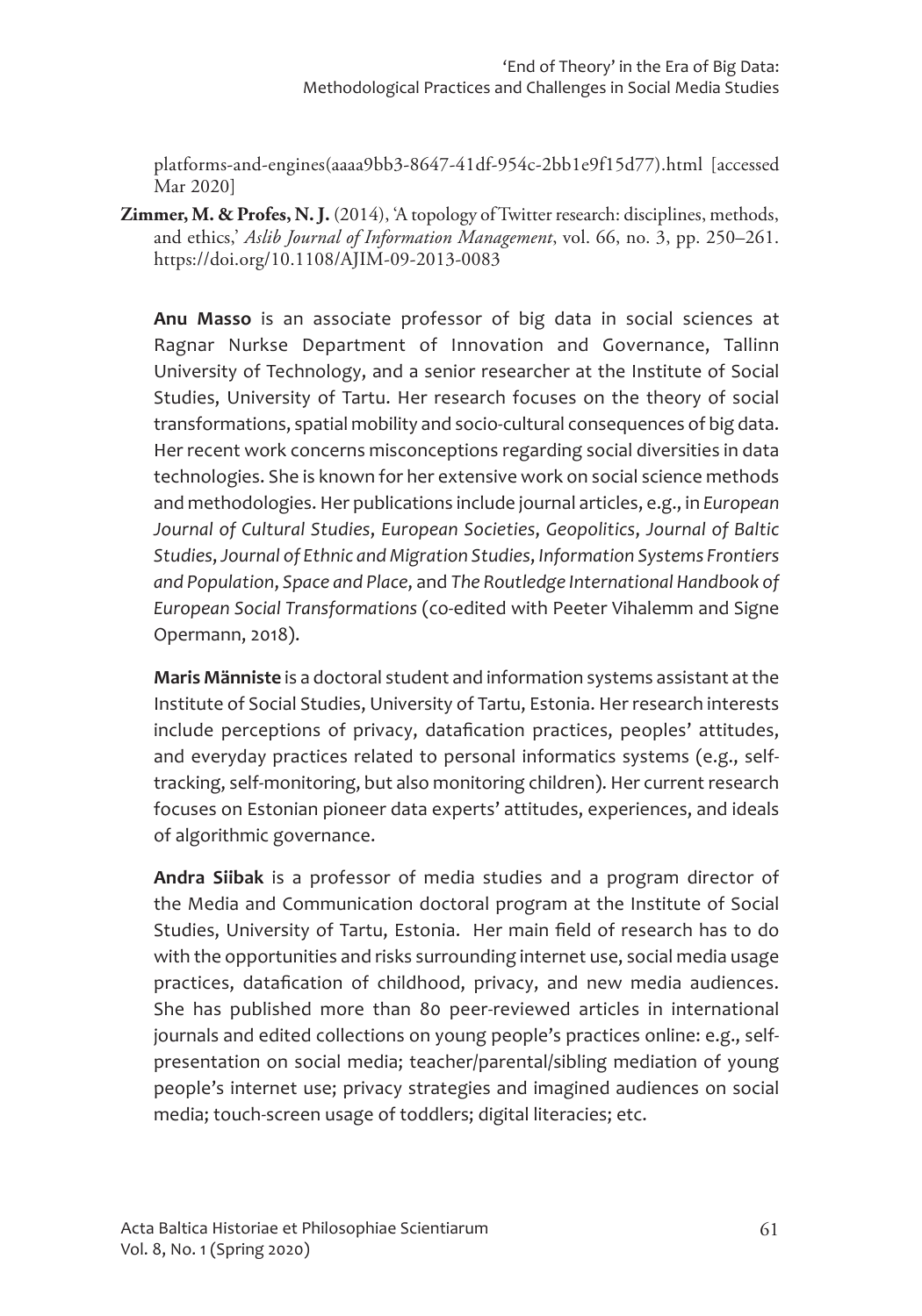platforms-and-engines(aaaa9bb3-8647-41df-954c-2bb1e9f15d77).html [accessed Mar 2020]

**Zimmer, M. & Profes, N. J.** (2014), 'A topology of Twitter research: disciplines, methods, and ethics,' *Aslib Journal of Information Management*, vol. 66, no. 3, pp. 250–261. https://doi.org/10.1108/AJIM-09-2013-0083

**Anu Masso** is an associate professor of big data in social sciences at Ragnar Nurkse Department of Innovation and Governance, Tallinn University of Technology, and a senior researcher at the Institute of Social Studies, University of Tartu. Her research focuses on the theory of social transformations, spatial mobility and socio-cultural consequences of big data. Her recent work concerns misconceptions regarding social diversities in data technologies. She is known for her extensive work on social science methods and methodologies. Her publications include journal articles, e.g., in *European Journal of Cultural Studies*, *European Societies*, *Geopolitics*, *Journal of Baltic Studies*, *Journal of Ethnic and Migration Studies*, *Information Systems Frontiers and Population*, *Space and Place*, and *The Routledge International Handbook of European Social Transformations* (co-edited with Peeter Vihalemm and Signe Opermann, 2018).

**Maris Männiste** is a doctoral student and information systems assistant at the Institute of Social Studies, University of Tartu, Estonia. Her research interests include perceptions of privacy, datafication practices, peoples' attitudes, and everyday practices related to personal informatics systems (e.g., self-tracking, self-monitoring, but also monitoring children). Her current research focuses on Estonian pioneer data experts' attitudes, experiences, and ideals of algorithmic governance.

**Andra Siibak** is a professor of media studies and a program director of the Media and Communication doctoral program at the Institute of Social Studies, University of Tartu, Estonia. Her main field of research has to do with the opportunities and risks surrounding internet use, social media usage practices, datafication of childhood, privacy, and new media audiences. She has published more than 80 peer-reviewed articles in international journals and edited collections on young people's practices online: e.g., self-presentation on social media; teacher/parental/sibling mediation of young people's internet use; privacy strategies and imagined audiences on social media; touch-screen usage of toddlers; digital literacies; etc.